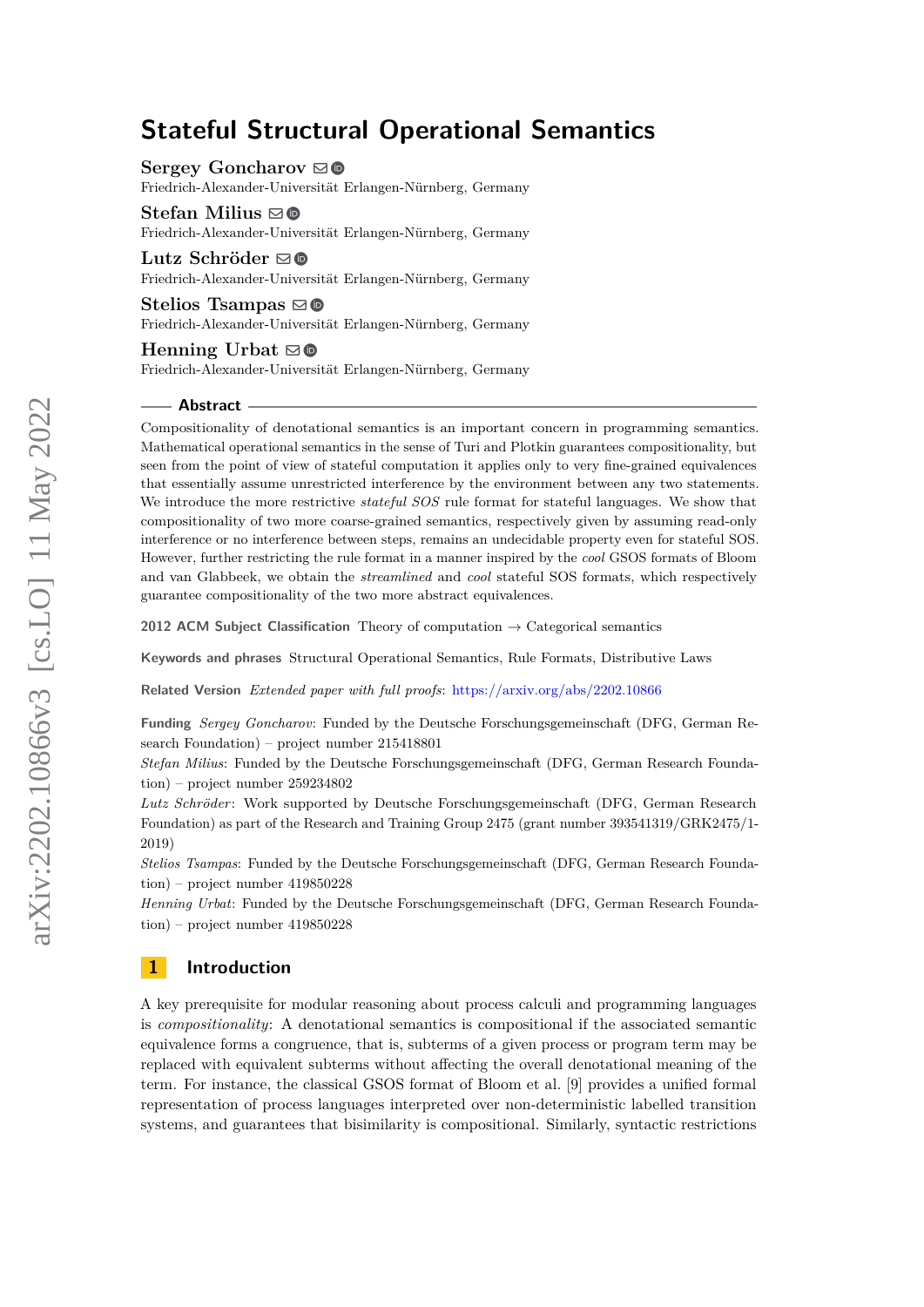# Stateful Structural Operational Semantics

**Sergey Goncharov**
Friedrich-Alexander-Universität Erlangen-Nürnberg, Germany

**Stefan Milius**
Friedrich-Alexander-Universität Erlangen-Nürnberg, Germany

**Lutz Schröder**
Friedrich-Alexander-Universität Erlangen-Nürnberg, Germany

**Stelios Tsampas**
Friedrich-Alexander-Universität Erlangen-Nürnberg, Germany

**Henning Urbat**
Friedrich-Alexander-Universität Erlangen-Nürnberg, Germany

## Abstract

Compositionality of denotational semantics is an important concern in programming semantics. Mathematical operational semantics in the sense of Turi and Plotkin guarantees compositionality, but seen from the point of view of stateful computation it applies only to very fine-grained equivalences that essentially assume unrestricted interference by the environment between any two statements. We introduce the more restrictive *stateful SOS* rule format for stateful languages. We show that compositionality of two more coarse-grained semantics, respectively given by assuming read-only interference or no interference between steps, remains an undecidable property even for stateful SOS. However, further restricting the rule format in a manner inspired by the *cool* GSOS formats of Bloom and van Glabbeek, we obtain the *streamlined* and *cool* stateful SOS formats, which respectively guarantee compositionality of the two more abstract equivalences.

**2012 ACM Subject Classification** Theory of computation → Categorical semantics

**Keywords and phrases** Structural Operational Semantics, Rule Formats, Distributive Laws

**Related Version** *Extended paper with full proofs*: https://arxiv.org/abs/2202.10866

**Funding** *Sergey Goncharov*: Funded by the Deutsche Forschungsgemeinschaft (DFG, German Research Foundation) – project number 215418801
*Stefan Milius*: Funded by the Deutsche Forschungsgemeinschaft (DFG, German Research Foundation) – project number 259234802
*Lutz Schröder*: Work supported by Deutsche Forschungsgemeinschaft (DFG, German Research Foundation) as part of the Research and Training Group 2475 (grant number 393541319/GRK2475/1-2019)
*Stelios Tsampas*: Funded by the Deutsche Forschungsgemeinschaft (DFG, German Research Foundation) – project number 419850228
*Henning Urbat*: Funded by the Deutsche Forschungsgemeinschaft (DFG, German Research Foundation) – project number 419850228

## 1 Introduction

A key prerequisite for modular reasoning about process calculi and programming languages is *compositionality*: A denotational semantics is compositional if the associated semantic equivalence forms a congruence, that is, subterms of a given process or program term may be replaced with equivalent subterms without affecting the overall denotational meaning of the term. For instance, the classical GSOS format of Bloom et al. [9] provides a unified formal representation of process languages interpreted over non-deterministic labelled transition systems, and guarantees that bisimilarity is compositional. Similarly, syntactic restrictions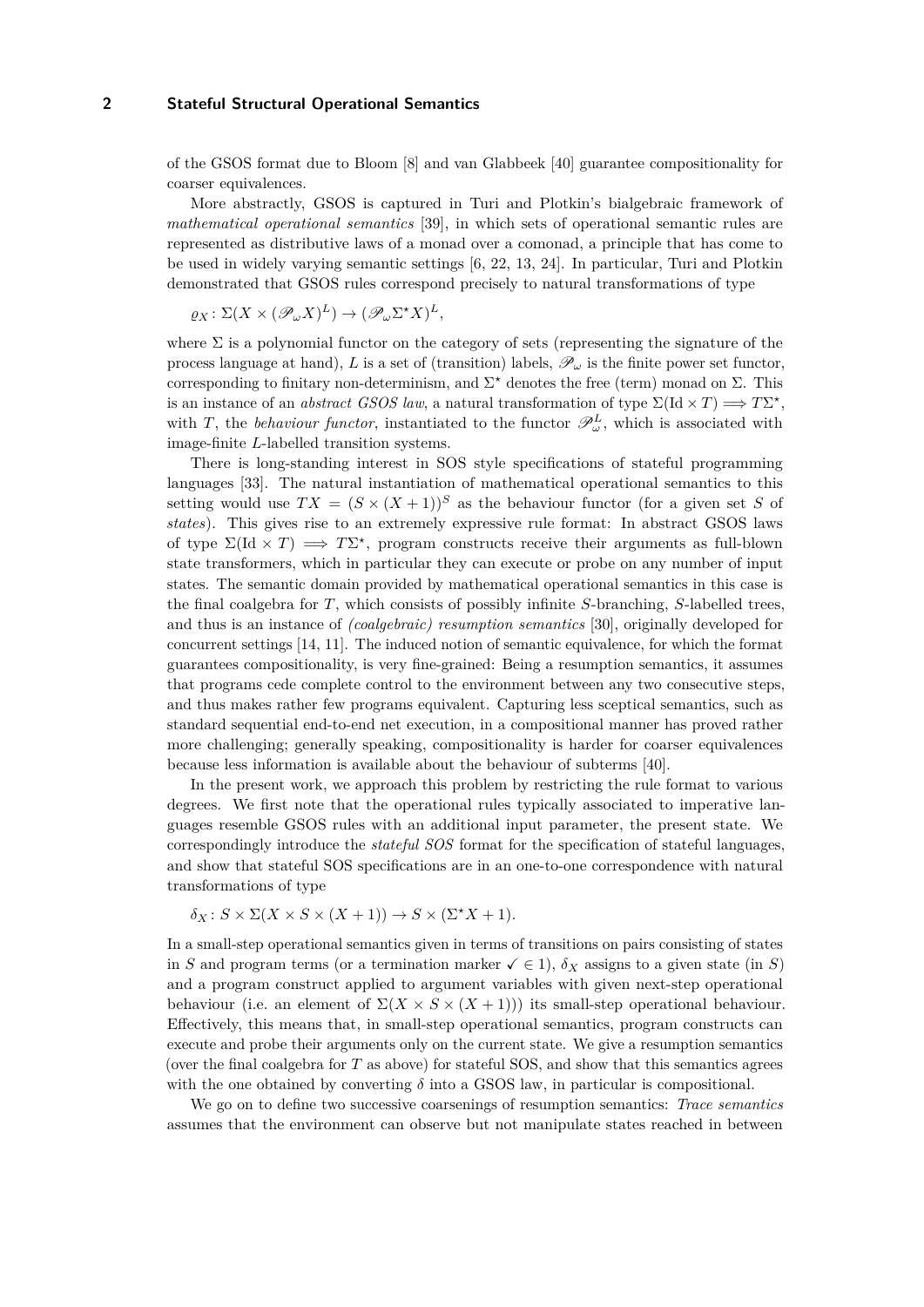of the GSOS format due to Bloom [8] and van Glabbeek [40] guarantee compositionality for coarser equivalences.

More abstractly, GSOS is captured in Turi and Plotkin's bialgebraic framework of *mathematical operational semantics* [39], in which sets of operational semantic rules are represented as distributive laws of a monad over a comonad, a principle that has come to be used in widely varying semantic settings [6, 22, 13, 24]. In particular, Turi and Plotkin demonstrated that GSOS rules correspond precisely to natural transformations of type

$$\varrho_X \colon \Sigma(X \times (\mathscr{P}_\omega X)^L) \to (\mathscr{P}_\omega \Sigma^\star X)^L,$$

where $\Sigma$ is a polynomial functor on the category of sets (representing the signature of the process language at hand), $L$ is a set of (transition) labels, $\mathscr{P}_\omega$ is the finite power set functor, corresponding to finitary non-determinism, and $\Sigma^\star$ denotes the free (term) monad on $\Sigma$. This is an instance of an *abstract GSOS law*, a natural transformation of type $\Sigma(\mathrm{Id} \times T) \Longrightarrow T\Sigma^\star$, with $T$, the *behaviour functor*, instantiated to the functor $\mathscr{P}_\omega^L$, which is associated with image-finite $L$-labelled transition systems.

There is long-standing interest in SOS style specifications of stateful programming languages [33]. The natural instantiation of mathematical operational semantics to this setting would use $TX = (S \times (X + 1))^S$ as the behaviour functor (for a given set $S$ of *states*). This gives rise to an extremely expressive rule format: In abstract GSOS laws of type $\Sigma(\mathrm{Id} \times T) \Longrightarrow T\Sigma^\star$, program constructs receive their arguments as full-blown state transformers, which in particular they can execute or probe on any number of input states. The semantic domain provided by mathematical operational semantics in this case is the final coalgebra for $T$, which consists of possibly infinite $S$-branching, $S$-labelled trees, and thus is an instance of *(coalgebraic) resumption semantics* [30], originally developed for concurrent settings [14, 11]. The induced notion of semantic equivalence, for which the format guarantees compositionality, is very fine-grained: Being a resumption semantics, it assumes that programs cede complete control to the environment between any two consecutive steps, and thus makes rather few programs equivalent. Capturing less sceptical semantics, such as standard sequential end-to-end net execution, in a compositional manner has proved rather more challenging; generally speaking, compositionality is harder for coarser equivalences because less information is available about the behaviour of subterms [40].

In the present work, we approach this problem by restricting the rule format to various degrees. We first note that the operational rules typically associated to imperative languages resemble GSOS rules with an additional input parameter, the present state. We correspondingly introduce the *stateful SOS* format for the specification of stateful languages, and show that stateful SOS specifications are in an one-to-one correspondence with natural transformations of type

$$\delta_X \colon S \times \Sigma(X \times S \times (X + 1)) \to S \times (\Sigma^\star X + 1).$$

In a small-step operational semantics given in terms of transitions on pairs consisting of states in $S$ and program terms (or a termination marker $\checkmark \in 1$), $\delta_X$ assigns to a given state (in $S$) and a program construct applied to argument variables with given next-step operational behaviour (i.e. an element of $\Sigma(X \times S \times (X + 1))$) its small-step operational behaviour. Effectively, this means that, in small-step operational semantics, program constructs can execute and probe their arguments only on the current state. We give a resumption semantics (over the final coalgebra for $T$ as above) for stateful SOS, and show that this semantics agrees with the one obtained by converting $\delta$ into a GSOS law, in particular is compositional.

We go on to define two successive coarsenings of resumption semantics: *Trace semantics* assumes that the environment can observe but not manipulate states reached in between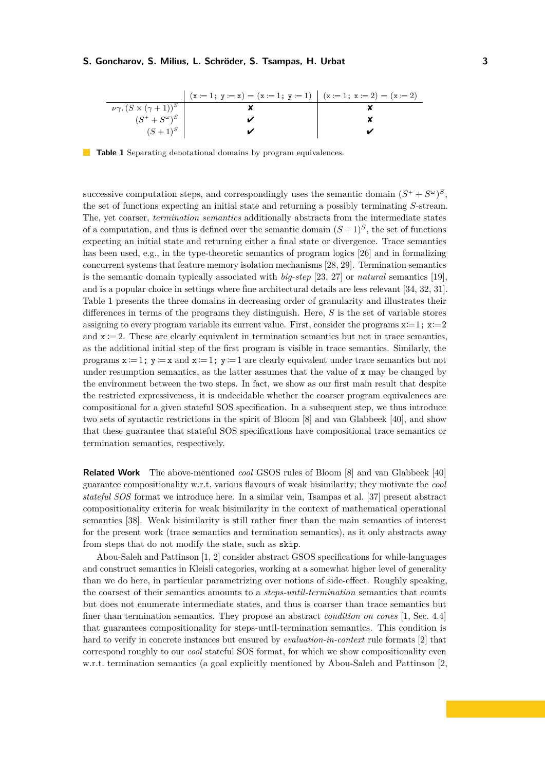| | $(\mathtt{x} \coloneqq 1;\ \mathtt{y} \coloneqq \mathtt{x}) = (\mathtt{x} \coloneqq 1;\ \mathtt{y} \coloneqq 1)$ | $(\mathtt{x} \coloneqq 1;\ \mathtt{x} \coloneqq 2) = (\mathtt{x} \coloneqq 2)$ |
|---|---|---|
| $\nu\gamma.\,(S \times (\gamma + 1))^S$ | ✘ | ✘ |
| $(S^+ + S^\omega)^S$ | ✔ | ✘ |
| $(S+1)^S$ | ✔ | ✔ |

**Table 1** Separating denotational domains by program equivalences.

successive computation steps, and correspondingly uses the semantic domain $(S^+ + S^\omega)^S$, the set of functions expecting an initial state and returning a possibly terminating $S$-stream. The, yet coarser, *termination semantics* additionally abstracts from the intermediate states of a computation, and thus is defined over the semantic domain $(S+1)^S$, the set of functions expecting an initial state and returning either a final state or divergence. Trace semantics has been used, e.g., in the type-theoretic semantics of program logics [26] and in formalizing concurrent systems that feature memory isolation mechanisms [28, 29]. Termination semantics is the semantic domain typically associated with *big-step* [23, 27] or *natural* semantics [19], and is a popular choice in settings where fine architectural details are less relevant [34, 32, 31]. Table 1 presents the three domains in decreasing order of granularity and illustrates their differences in terms of the programs they distinguish. Here, $S$ is the set of variable stores assigning to every program variable its current value. First, consider the programs $\mathtt{x} \coloneqq 1;\ \mathtt{x} \coloneqq 2$ and $\mathtt{x} \coloneqq 2$. These are clearly equivalent in termination semantics but not in trace semantics, as the additional initial step of the first program is visible in trace semantics. Similarly, the programs $\mathtt{x} \coloneqq 1;\ \mathtt{y} \coloneqq \mathtt{x}$ and $\mathtt{x} \coloneqq 1;\ \mathtt{y} \coloneqq 1$ are clearly equivalent under trace semantics but not under resumption semantics, as the latter assumes that the value of `x` may be changed by the environment between the two steps. In fact, we show as our first main result that despite the restricted expressiveness, it is undecidable whether the coarser program equivalences are compositional for a given stateful SOS specification. In a subsequent step, we thus introduce two sets of syntactic restrictions in the spirit of Bloom [8] and van Glabbeek [40], and show that these guarantee that stateful SOS specifications have compositional trace semantics or termination semantics, respectively.

**Related Work** The above-mentioned *cool* GSOS rules of Bloom [8] and van Glabbeek [40] guarantee compositionality w.r.t. various flavours of weak bisimilarity; they motivate the *cool stateful SOS* format we introduce here. In a similar vein, Tsampas et al. [37] present abstract compositionality criteria for weak bisimilarity in the context of mathematical operational semantics [38]. Weak bisimilarity is still rather finer than the main semantics of interest for the present work (trace semantics and termination semantics), as it only abstracts away from steps that do not modify the state, such as `skip`.

Abou-Saleh and Pattinson [1, 2] consider abstract GSOS specifications for while-languages and construct semantics in Kleisli categories, working at a somewhat higher level of generality than we do here, in particular parametrizing over notions of side-effect. Roughly speaking, the coarsest of their semantics amounts to a *steps-until-termination* semantics that counts but does not enumerate intermediate states, and thus is coarser than trace semantics but finer than termination semantics. They propose an abstract *condition on cones* [1, Sec. 4.4] that guarantees compositionality for steps-until-termination semantics. This condition is hard to verify in concrete instances but ensured by *evaluation-in-context* rule formats [2] that correspond roughly to our *cool* stateful SOS format, for which we show compositionality even w.r.t. termination semantics (a goal explicitly mentioned by Abou-Saleh and Pattinson [2,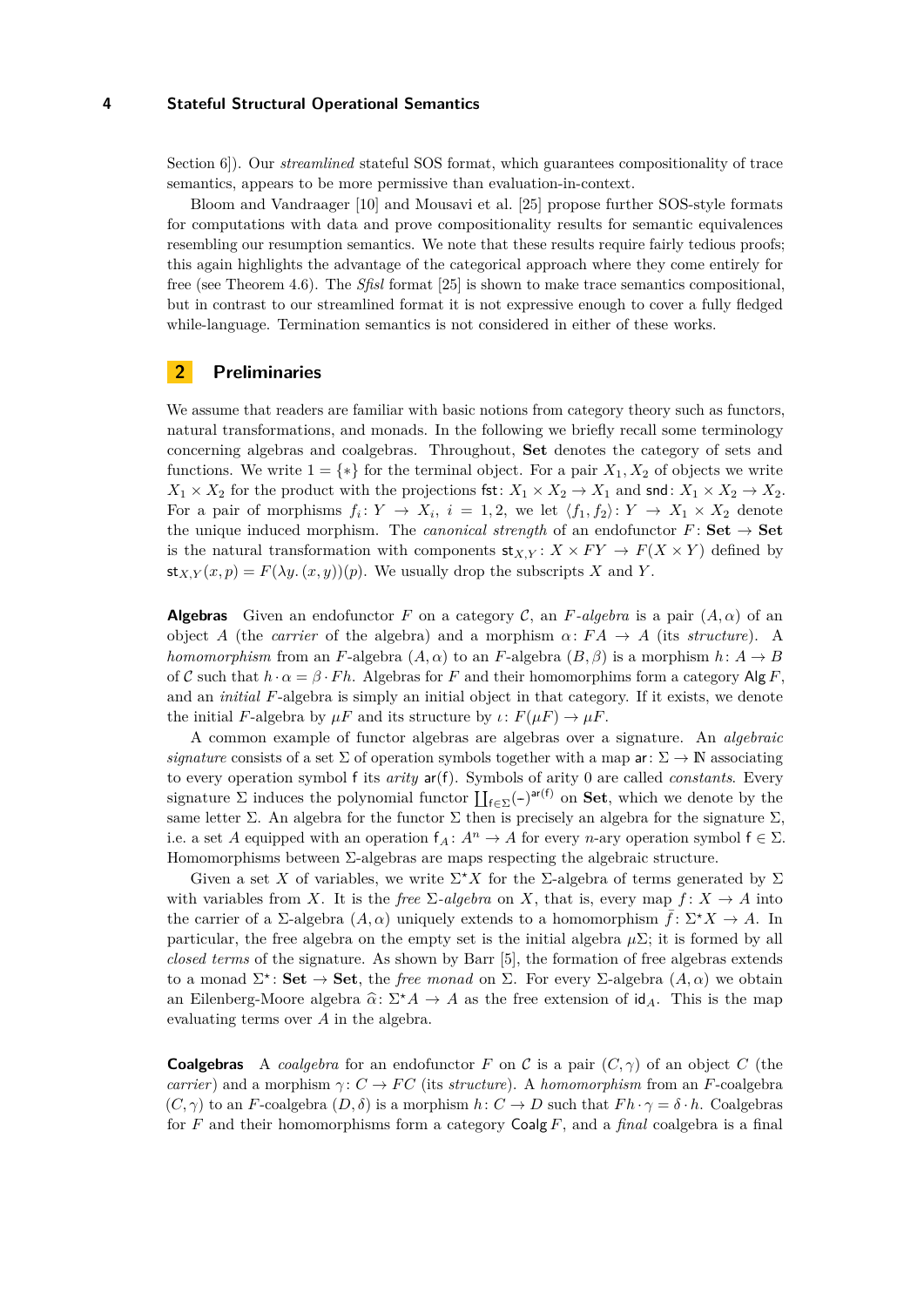Section 6]). Our *streamlined* stateful SOS format, which guarantees compositionality of trace semantics, appears to be more permissive than evaluation-in-context.

Bloom and Vandraager [10] and Mousavi et al. [25] propose further SOS-style formats for computations with data and prove compositionality results for semantic equivalences resembling our resumption semantics. We note that these results require fairly tedious proofs; this again highlights the advantage of the categorical approach where they come entirely for free (see Theorem 4.6). The *Sfisl* format [25] is shown to make trace semantics compositional, but in contrast to our streamlined format it is not expressive enough to cover a fully fledged while-language. Termination semantics is not considered in either of these works.

## 2 Preliminaries

We assume that readers are familiar with basic notions from category theory such as functors, natural transformations, and monads. In the following we briefly recall some terminology concerning algebras and coalgebras. Throughout, **Set** denotes the category of sets and functions. We write $1 = \{*\}$ for the terminal object. For a pair $X_1, X_2$ of objects we write $X_1 \times X_2$ for the product with the projections $\mathsf{fst}\colon X_1 \times X_2 \to X_1$ and $\mathsf{snd}\colon X_1 \times X_2 \to X_2$. For a pair of morphisms $f_i\colon Y \to X_i$, $i = 1, 2$, we let $\langle f_1, f_2\rangle\colon Y \to X_1 \times X_2$ denote the unique induced morphism. The *canonical strength* of an endofunctor $F\colon \mathbf{Set} \to \mathbf{Set}$ is the natural transformation with components $\mathsf{st}_{X,Y}\colon X \times FY \to F(X \times Y)$ defined by $\mathsf{st}_{X,Y}(x, p) = F(\lambda y.\,(x, y))(p)$. We usually drop the subscripts $X$ and $Y$.

**Algebras** Given an endofunctor $F$ on a category $\mathcal{C}$, an $F$-*algebra* is a pair $(A, \alpha)$ of an object $A$ (the *carrier* of the algebra) and a morphism $\alpha\colon FA \to A$ (its *structure*). A *homomorphism* from an $F$-algebra $(A, \alpha)$ to an $F$-algebra $(B, \beta)$ is a morphism $h\colon A \to B$ of $\mathcal{C}$ such that $h \cdot \alpha = \beta \cdot Fh$. Algebras for $F$ and their homomorphims form a category $\mathsf{Alg}\,F$, and an *initial* $F$-algebra is simply an initial object in that category. If it exists, we denote the initial $F$-algebra by $\mu F$ and its structure by $\iota\colon F(\mu F) \to \mu F$.

A common example of functor algebras are algebras over a signature. An *algebraic signature* consists of a set $\Sigma$ of operation symbols together with a map $\mathsf{ar}\colon \Sigma \to \mathbb{N}$ associating to every operation symbol $\mathsf{f}$ its *arity* $\mathsf{ar}(\mathsf{f})$. Symbols of arity 0 are called *constants*. Every signature $\Sigma$ induces the polynomial functor $\coprod_{\mathsf{f}\in\Sigma}(-)^{\mathsf{ar}(\mathsf{f})}$ on **Set**, which we denote by the same letter $\Sigma$. An algebra for the functor $\Sigma$ then is precisely an algebra for the signature $\Sigma$, i.e. a set $A$ equipped with an operation $\mathsf{f}_A\colon A^n \to A$ for every $n$-ary operation symbol $\mathsf{f} \in \Sigma$. Homomorphisms between $\Sigma$-algebras are maps respecting the algebraic structure.

Given a set $X$ of variables, we write $\Sigma^\star X$ for the $\Sigma$-algebra of terms generated by $\Sigma$ with variables from $X$. It is the *free* $\Sigma$-*algebra* on $X$, that is, every map $f\colon X \to A$ into the carrier of a $\Sigma$-algebra $(A, \alpha)$ uniquely extends to a homomorphism $\bar{f}\colon \Sigma^\star X \to A$. In particular, the free algebra on the empty set is the initial algebra $\mu\Sigma$; it is formed by all *closed terms* of the signature. As shown by Barr [5], the formation of free algebras extends to a monad $\Sigma^\star\colon \mathbf{Set} \to \mathbf{Set}$, the *free monad* on $\Sigma$. For every $\Sigma$-algebra $(A, \alpha)$ we obtain an Eilenberg-Moore algebra $\widehat{\alpha}\colon \Sigma^\star A \to A$ as the free extension of $\mathsf{id}_A$. This is the map evaluating terms over $A$ in the algebra.

**Coalgebras** A *coalgebra* for an endofunctor $F$ on $\mathcal{C}$ is a pair $(C, \gamma)$ of an object $C$ (the *carrier*) and a morphism $\gamma\colon C \to FC$ (its *structure*). A *homomorphism* from an $F$-coalgebra $(C, \gamma)$ to an $F$-coalgebra $(D, \delta)$ is a morphism $h\colon C \to D$ such that $Fh \cdot \gamma = \delta \cdot h$. Coalgebras for $F$ and their homomorphisms form a category $\mathsf{Coalg}\,F$, and a *final* coalgebra is a final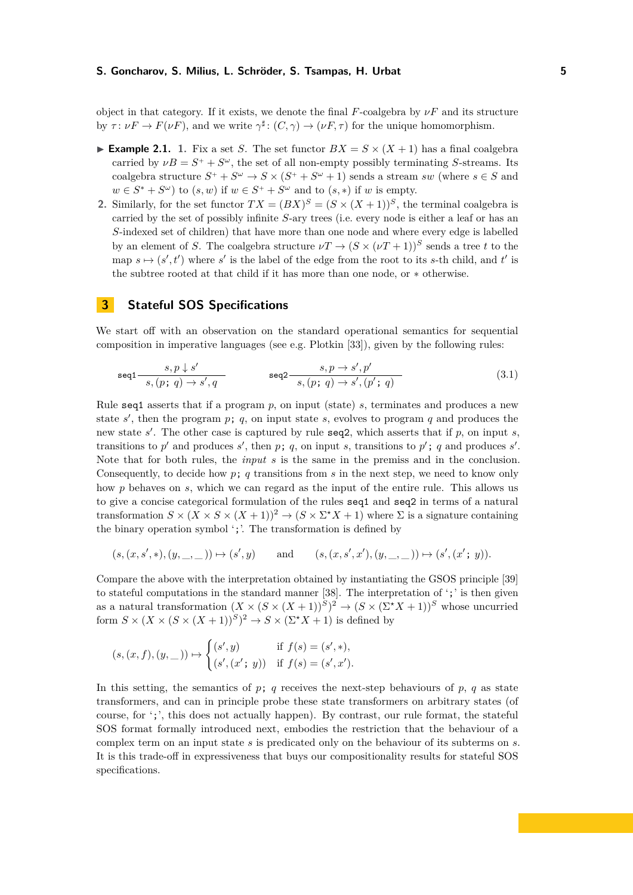object in that category. If it exists, we denote the final $F$-coalgebra by $\nu F$ and its structure by $\tau\colon \nu F \to F(\nu F)$, and we write $\gamma^\sharp\colon (C,\gamma) \to (\nu F, \tau)$ for the unique homomorphism.

▶ **Example 2.1.** **1.** Fix a set $S$. The set functor $BX = S \times (X+1)$ has a final coalgebra carried by $\nu B = S^+ + S^\omega$, the set of all non-empty possibly terminating $S$-streams. Its coalgebra structure $S^+ + S^\omega \to S \times (S^+ + S^\omega + 1)$ sends a stream $sw$ (where $s \in S$ and $w \in S^* + S^\omega$) to $(s, w)$ if $w \in S^+ + S^\omega$ and to $(s, *)$ if $w$ is empty.

**2.** Similarly, for the set functor $TX = (BX)^S = (S \times (X+1))^S$, the terminal coalgebra is carried by the set of possibly infinite $S$-ary trees (i.e. every node is either a leaf or has an $S$-indexed set of children) that have more than one node and where every edge is labelled by an element of $S$. The coalgebra structure $\nu T \to (S \times (\nu T + 1))^S$ sends a tree $t$ to the map $s \mapsto (s', t')$ where $s'$ is the label of the edge from the root to its $s$-th child, and $t'$ is the subtree rooted at that child if it has more than one node, or $*$ otherwise.

# 3 Stateful SOS Specifications

We start off with an observation on the standard operational semantics for sequential composition in imperative languages (see e.g. Plotkin [33]), given by the following rules:

$$\texttt{seq1}\,\frac{s, p \downarrow s'}{s, (p;\ q) \to s', q} \qquad\qquad \texttt{seq2}\,\frac{s, p \to s', p'}{s, (p;\ q) \to s', (p';\ q)} \tag{3.1}$$

Rule `seq1` asserts that if a program $p$, on input (state) $s$, terminates and produces a new state $s'$, then the program $p;\ q$, on input state $s$, evolves to program $q$ and produces the new state $s'$. The other case is captured by rule `seq2`, which asserts that if $p$, on input $s$, transitions to $p'$ and produces $s'$, then $p;\ q$, on input $s$, transitions to $p';\ q$ and produces $s'$. Note that for both rules, the *input* $s$ is the same in the premiss and in the conclusion. Consequently, to decide how $p;\ q$ transitions from $s$ in the next step, we need to know only how $p$ behaves on $s$, which we can regard as the input of the entire rule. This allows us to give a concise categorical formulation of the rules `seq1` and `seq2` in terms of a natural transformation $S \times (X \times S \times (X+1))^2 \to (S \times \Sigma^\star X + 1)$ where $\Sigma$ is a signature containing the binary operation symbol '`;`'. The transformation is defined by

$$(s, (x, s', *), (y, \_, \_)) \mapsto (s', y) \qquad \text{and} \qquad (s, (x, s', x'), (y, \_, \_)) \mapsto (s', (x';\ y)).$$

Compare the above with the interpretation obtained by instantiating the GSOS principle [39] to stateful computations in the standard manner [38]. The interpretation of '`;`' is then given as a natural transformation $(X \times (S \times (X+1))^S)^2 \to (S \times (\Sigma^\star X + 1))^S$ whose uncurried form $S \times (X \times (S \times (X+1))^S)^2 \to S \times (\Sigma^\star X + 1)$ is defined by

$$(s, (x, f), (y, \_)) \mapsto \begin{cases} (s', y) & \text{if } f(s) = (s', *), \\ (s', (x';\ y)) & \text{if } f(s) = (s', x'). \end{cases}$$

In this setting, the semantics of $p;\ q$ receives the next-step behaviours of $p$, $q$ as state transformers, and can in principle probe these state transformers on arbitrary states (of course, for '`;`', this does not actually happen). By contrast, our rule format, the stateful SOS format formally introduced next, embodies the restriction that the behaviour of a complex term on an input state $s$ is predicated only on the behaviour of its subterms on $s$. It is this trade-off in expressiveness that buys our compositionality results for stateful SOS specifications.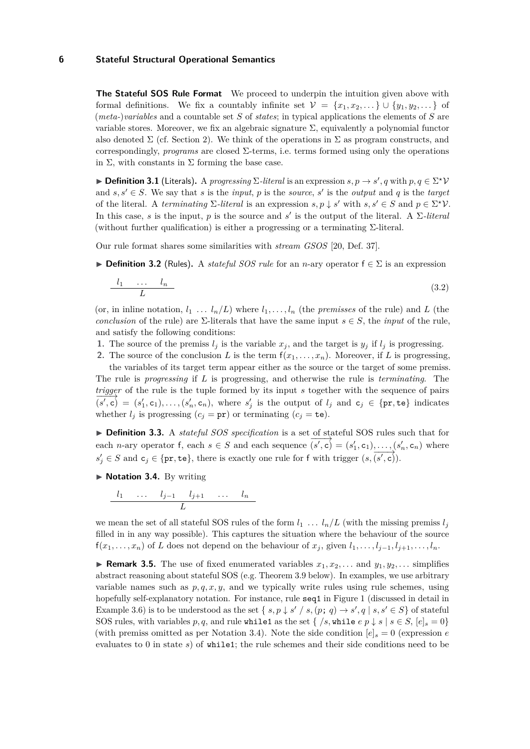**The Stateful SOS Rule Format** We proceed to underpin the intuition given above with formal definitions. We fix a countably infinite set $\mathcal{V} = \{x_1, x_2, \dots\} \cup \{y_1, y_2, \dots\}$ of (*meta-*)*variables* and a countable set $S$ of *states*; in typical applications the elements of $S$ are variable stores. Moreover, we fix an algebraic signature $\Sigma$, equivalently a polynomial functor also denoted $\Sigma$ (cf. Section 2). We think of the operations in $\Sigma$ as program constructs, and correspondingly, *programs* are closed $\Sigma$-terms, i.e. terms formed using only the operations in $\Sigma$, with constants in $\Sigma$ forming the base case.

▶ **Definition 3.1** (Literals)**.** A *progressing* $\Sigma$*-literal* is an expression $s, p \to s', q$ with $p, q \in \Sigma^\star\mathcal{V}$ and $s, s' \in S$. We say that $s$ is the *input*, $p$ is the *source*, $s'$ is the *output* and $q$ is the *target* of the literal. A *terminating* $\Sigma$*-literal* is an expression $s, p \downarrow s'$ with $s, s' \in S$ and $p \in \Sigma^\star\mathcal{V}$. In this case, $s$ is the input, $p$ is the source and $s'$ is the output of the literal. A $\Sigma$*-literal* (without further qualification) is either a progressing or a terminating $\Sigma$-literal.

Our rule format shares some similarities with *stream GSOS* [20, Def. 37].

▶ **Definition 3.2** (Rules)**.** A *stateful SOS rule* for an $n$-ary operator $\mathsf{f} \in \Sigma$ is an expression

$$\frac{l_1 \quad \dots \quad l_n}{L} \tag{3.2}$$

(or, in inline notation, $l_1 \, \dots \, l_n / L$) where $l_1, \dots, l_n$ (the *premisses* of the rule) and $L$ (the *conclusion* of the rule) are $\Sigma$-literals that have the same input $s \in S$, the *input* of the rule, and satisfy the following conditions:

1. The source of the premiss $l_j$ is the variable $x_j$, and the target is $y_j$ if $l_j$ is progressing.
2. The source of the conclusion $L$ is the term $\mathsf{f}(x_1, \dots, x_n)$. Moreover, if $L$ is progressing, the variables of its target term appear either as the source or the target of some premiss.

The rule is *progressing* if $L$ is progressing, and otherwise the rule is *terminating*. The *trigger* of the rule is the tuple formed by its input $s$ together with the sequence of pairs $\overrightarrow{(s', \mathsf{c})} = (s'_1, \mathsf{c}_1), \dots, (s'_n, \mathsf{c}_n)$, where $s'_j$ is the output of $l_j$ and $\mathsf{c}_j \in \{\mathtt{pr}, \mathtt{te}\}$ indicates whether $l_j$ is progressing ($c_j = \mathtt{pr}$) or terminating ($c_j = \mathtt{te}$).

▶ **Definition 3.3.** A *stateful SOS specification* is a set of stateful SOS rules such that for each $n$-ary operator $\mathsf{f}$, each $s \in S$ and each sequence $\overrightarrow{(s', \mathsf{c})} = (s'_1, \mathsf{c}_1), \dots, (s'_n, \mathsf{c}_n)$ where $s'_j \in S$ and $\mathsf{c}_j \in \{\mathtt{pr}, \mathtt{te}\}$, there is exactly one rule for $\mathsf{f}$ with trigger $(s, \overrightarrow{(s', \mathsf{c})})$.

▶ **Notation 3.4.** By writing

$$\frac{l_1 \quad \dots \quad l_{j-1} \quad l_{j+1} \quad \dots \quad l_n}{L}$$

we mean the set of all stateful SOS rules of the form $l_1 \, \dots \, l_n / L$ (with the missing premiss $l_j$ filled in in any way possible). This captures the situation where the behaviour of the source $\mathsf{f}(x_1, \dots, x_n)$ of $L$ does not depend on the behaviour of $x_j$, given $l_1, \dots, l_{j-1}, l_{j+1}, \dots, l_n$.

▶ **Remark 3.5.** The use of fixed enumerated variables $x_1, x_2, \dots$ and $y_1, y_2, \dots$ simplifies abstract reasoning about stateful SOS (e.g. Theorem 3.9 below). In examples, we use arbitrary variable names such as $p, q, x, y$, and we typically write rules using rule schemes, using hopefully self-explanatory notation. For instance, rule `seq1` in Figure 1 (discussed in detail in Example 3.6) is to be understood as the set $\{\, s, p \downarrow s' \;/\; s, (p\texttt{;}\ q) \to s', q \mid s, s' \in S\}$ of stateful SOS rules, with variables $p, q$, and rule `while1` as the set $\{\; / s, \mathtt{while}\ e\ p \downarrow s \mid s \in S,\ [e]_s = 0\}$ (with premiss omitted as per Notation 3.4). Note the side condition $[e]_s = 0$ (expression $e$ evaluates to 0 in state $s$) of `while1`; the rule schemes and their side conditions need to be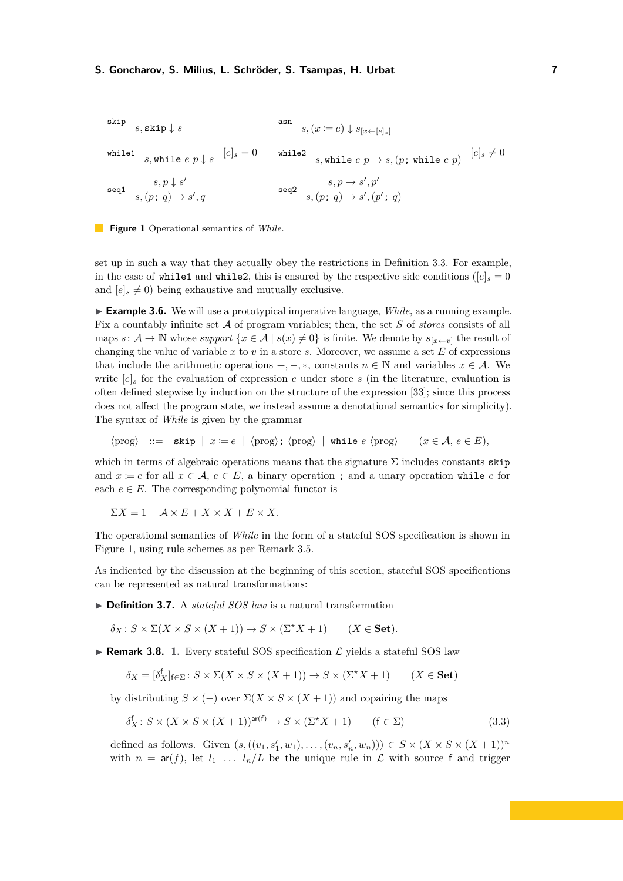$$\texttt{skip}\,\frac{}{s, \texttt{skip} \downarrow s} \qquad \texttt{asn}\,\frac{}{s, (x \coloneqq e) \downarrow s_{[x \leftarrow [e]_s]}}$$

$$\texttt{while1}\,\frac{}{s, \texttt{while}\ e\ p \downarrow s}\,[e]_s = 0 \qquad \texttt{while2}\,\frac{}{s, \texttt{while}\ e\ p \to s, (p;\ \texttt{while}\ e\ p)}\,[e]_s \neq 0$$

$$\texttt{seq1}\,\frac{s, p \downarrow s'}{s, (p;\ q) \to s', q} \qquad \texttt{seq2}\,\frac{s, p \to s', p'}{s, (p;\ q) \to s', (p';\ q)}$$

**Figure 1** Operational semantics of *While*.

set up in such a way that they actually obey the restrictions in Definition 3.3. For example, in the case of `while1` and `while2`, this is ensured by the respective side conditions ($[e]_s = 0$ and $[e]_s \neq 0$) being exhaustive and mutually exclusive.

▶ **Example 3.6.** We will use a prototypical imperative language, *While*, as a running example. Fix a countably infinite set $\mathcal{A}$ of program variables; then, the set $S$ of *stores* consists of all maps $s\colon \mathcal{A} \to \mathbb{N}$ whose *support* $\{x \in \mathcal{A} \mid s(x) \neq 0\}$ is finite. We denote by $s_{[x \leftarrow v]}$ the result of changing the value of variable $x$ to $v$ in a store $s$. Moreover, we assume a set $E$ of expressions that include the arithmetic operations $+, -, *$, constants $n \in \mathbb{N}$ and variables $x \in \mathcal{A}$. We write $[e]_s$ for the evaluation of expression $e$ under store $s$ (in the literature, evaluation is often defined stepwise by induction on the structure of the expression [33]; since this process does not affect the program state, we instead assume a denotational semantics for simplicity). The syntax of *While* is given by the grammar

$$\langle \text{prog} \rangle \quad ::= \quad \texttt{skip} \ \mid \ x \coloneqq e \ \mid \ \langle \text{prog} \rangle;\ \langle \text{prog} \rangle \ \mid \ \texttt{while}\ e\ \langle \text{prog} \rangle \qquad (x \in \mathcal{A},\ e \in E),$$

which in terms of algebraic operations means that the signature $\Sigma$ includes constants `skip` and $x \coloneqq e$ for all $x \in \mathcal{A}$, $e \in E$, a binary operation `;` and a unary operation $\texttt{while}\ e$ for each $e \in E$. The corresponding polynomial functor is

$$\Sigma X = 1 + \mathcal{A} \times E + X \times X + E \times X.$$

The operational semantics of *While* in the form of a stateful SOS specification is shown in Figure 1, using rule schemes as per Remark 3.5.

As indicated by the discussion at the beginning of this section, stateful SOS specifications can be represented as natural transformations:

▶ **Definition 3.7.** A *stateful SOS law* is a natural transformation

$$\delta_X\colon S \times \Sigma(X \times S \times (X+1)) \to S \times (\Sigma^\star X + 1) \qquad (X \in \mathbf{Set}).$$

▶ **Remark 3.8.** **1.** Every stateful SOS specification $\mathcal{L}$ yields a stateful SOS law

$$\delta_X = [\delta_X^{\mathsf{f}}]_{\mathsf{f} \in \Sigma}\colon S \times \Sigma(X \times S \times (X+1)) \to S \times (\Sigma^\star X + 1) \qquad (X \in \mathbf{Set})$$

by distributing $S \times (-)$ over $\Sigma(X \times S \times (X+1))$ and copairing the maps

$$\delta_X^{\mathsf{f}}\colon S \times (X \times S \times (X+1))^{\mathsf{ar}(\mathsf{f})} \to S \times (\Sigma^\star X + 1) \qquad (\mathsf{f} \in \Sigma) \tag{3.3}$$

defined as follows. Given $(s, ((v_1, s_1', w_1), \ldots, (v_n, s_n', w_n))) \in S \times (X \times S \times (X+1))^n$ with $n = \mathsf{ar}(f)$, let $l_1 \ \ldots \ l_n/L$ be the unique rule in $\mathcal{L}$ with source $\mathsf{f}$ and trigger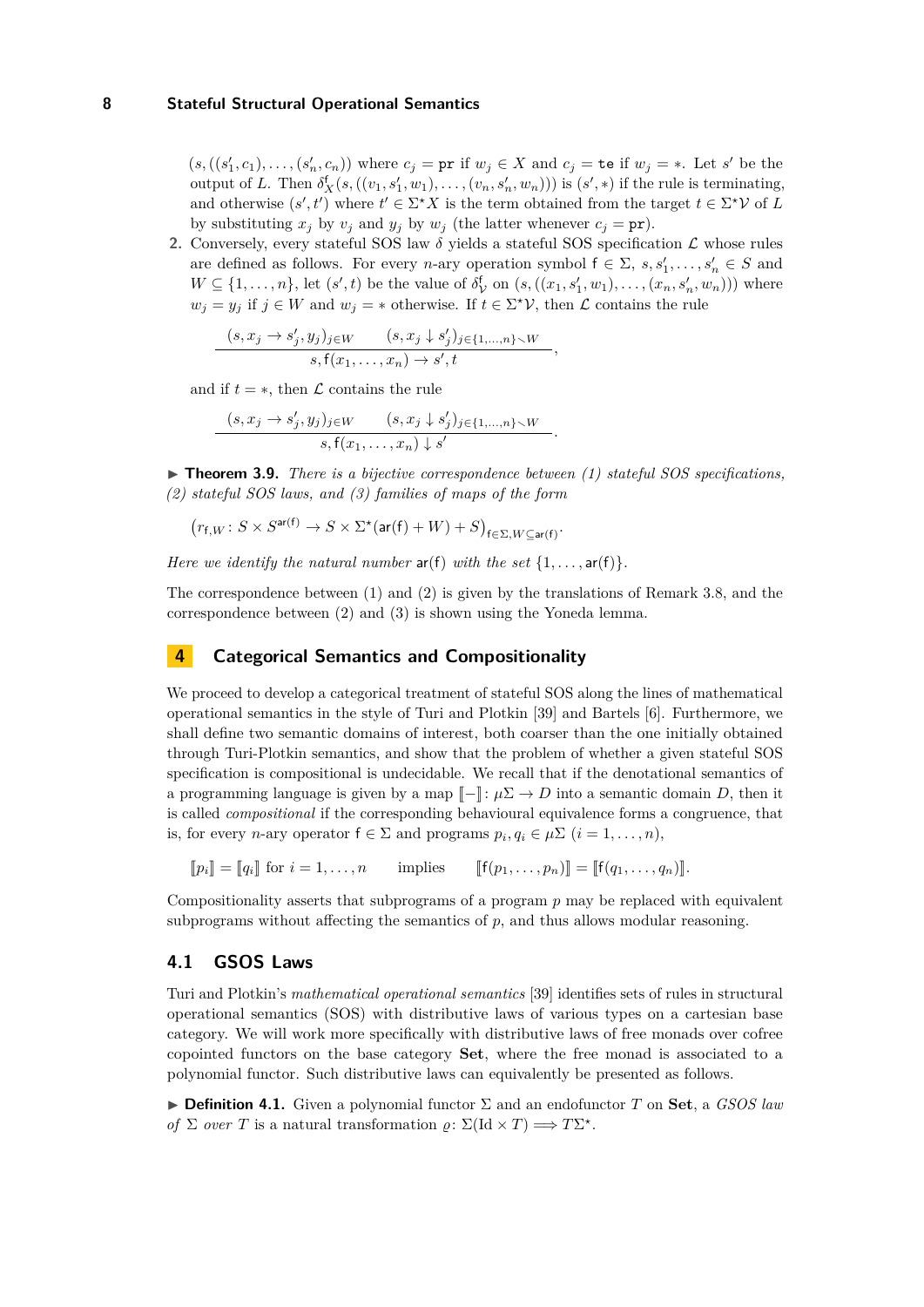$(s, ((s'_1, c_1), \ldots, (s'_n, c_n))$ where $c_j = \mathtt{pr}$ if $w_j \in X$ and $c_j = \mathtt{te}$ if $w_j = *$. Let $s'$ be the output of $L$. Then $\delta^{\mathsf{f}}_X(s, ((v_1, s'_1, w_1), \ldots, (v_n, s'_n, w_n)))$ is $(s', *)$ if the rule is terminating, and otherwise $(s', t')$ where $t' \in \Sigma^\star X$ is the term obtained from the target $t \in \Sigma^\star \mathcal{V}$ of $L$ by substituting $x_j$ by $v_j$ and $y_j$ by $w_j$ (the latter whenever $c_j = \mathtt{pr}$).

2. Conversely, every stateful SOS law $\delta$ yields a stateful SOS specification $\mathcal{L}$ whose rules are defined as follows. For every $n$-ary operation symbol $\mathsf{f} \in \Sigma$, $s, s'_1, \ldots, s'_n \in S$ and $W \subseteq \{1, \ldots, n\}$, let $(s', t)$ be the value of $\delta^{\mathsf{f}}_{\mathcal{V}}$ on $(s, ((x_1, s'_1, w_1), \ldots, (x_n, s'_n, w_n)))$ where $w_j = y_j$ if $j \in W$ and $w_j = *$ otherwise. If $t \in \Sigma^\star \mathcal{V}$, then $\mathcal{L}$ contains the rule

$$\frac{(s, x_j \to s'_j, y_j)_{j \in W} \qquad (s, x_j \downarrow s'_j)_{j \in \{1,\ldots,n\} \smallsetminus W}}{s, \mathsf{f}(x_1, \ldots, x_n) \to s', t},$$

and if $t = *$, then $\mathcal{L}$ contains the rule

$$\frac{(s, x_j \to s'_j, y_j)_{j \in W} \qquad (s, x_j \downarrow s'_j)_{j \in \{1,\ldots,n\} \smallsetminus W}}{s, \mathsf{f}(x_1, \ldots, x_n) \downarrow s'}.$$

▶ **Theorem 3.9.** *There is a bijective correspondence between (1) stateful SOS specifications, (2) stateful SOS laws, and (3) families of maps of the form*

$$\big(r_{\mathsf{f},W} \colon S \times S^{\mathsf{ar}(\mathsf{f})} \to S \times \Sigma^\star(\mathsf{ar}(\mathsf{f}) + W) + S\big)_{\mathsf{f} \in \Sigma, W \subseteq \mathsf{ar}(\mathsf{f})}.$$

*Here we identify the natural number* $\mathsf{ar}(\mathsf{f})$ *with the set* $\{1, \ldots, \mathsf{ar}(\mathsf{f})\}$.

The correspondence between (1) and (2) is given by the translations of Remark 3.8, and the correspondence between (2) and (3) is shown using the Yoneda lemma.

## 4 Categorical Semantics and Compositionality

We proceed to develop a categorical treatment of stateful SOS along the lines of mathematical operational semantics in the style of Turi and Plotkin [39] and Bartels [6]. Furthermore, we shall define two semantic domains of interest, both coarser than the one initially obtained through Turi-Plotkin semantics, and show that the problem of whether a given stateful SOS specification is compositional is undecidable. We recall that if the denotational semantics of a programming language is given by a map $[\![-]\!] \colon \mu\Sigma \to D$ into a semantic domain $D$, then it is called *compositional* if the corresponding behavioural equivalence forms a congruence, that is, for every $n$-ary operator $\mathsf{f} \in \Sigma$ and programs $p_i, q_i \in \mu\Sigma$ $(i = 1, \ldots, n)$,

$$[\![p_i]\!] = [\![q_i]\!] \text{ for } i = 1, \ldots, n \qquad \text{implies} \qquad [\![\mathsf{f}(p_1, \ldots, p_n)]\!] = [\![\mathsf{f}(q_1, \ldots, q_n)]\!].$$

Compositionality asserts that subprograms of a program $p$ may be replaced with equivalent subprograms without affecting the semantics of $p$, and thus allows modular reasoning.

### 4.1 GSOS Laws

Turi and Plotkin's *mathematical operational semantics* [39] identifies sets of rules in structural operational semantics (SOS) with distributive laws of various types on a cartesian base category. We will work more specifically with distributive laws of free monads over cofree copointed functors on the base category **Set**, where the free monad is associated to a polynomial functor. Such distributive laws can equivalently be presented as follows.

▶ **Definition 4.1.** Given a polynomial functor $\Sigma$ and an endofunctor $T$ on **Set**, a *GSOS law of* $\Sigma$ *over* $T$ is a natural transformation $\varrho \colon \Sigma(\mathrm{Id} \times T) \Longrightarrow T\Sigma^\star$.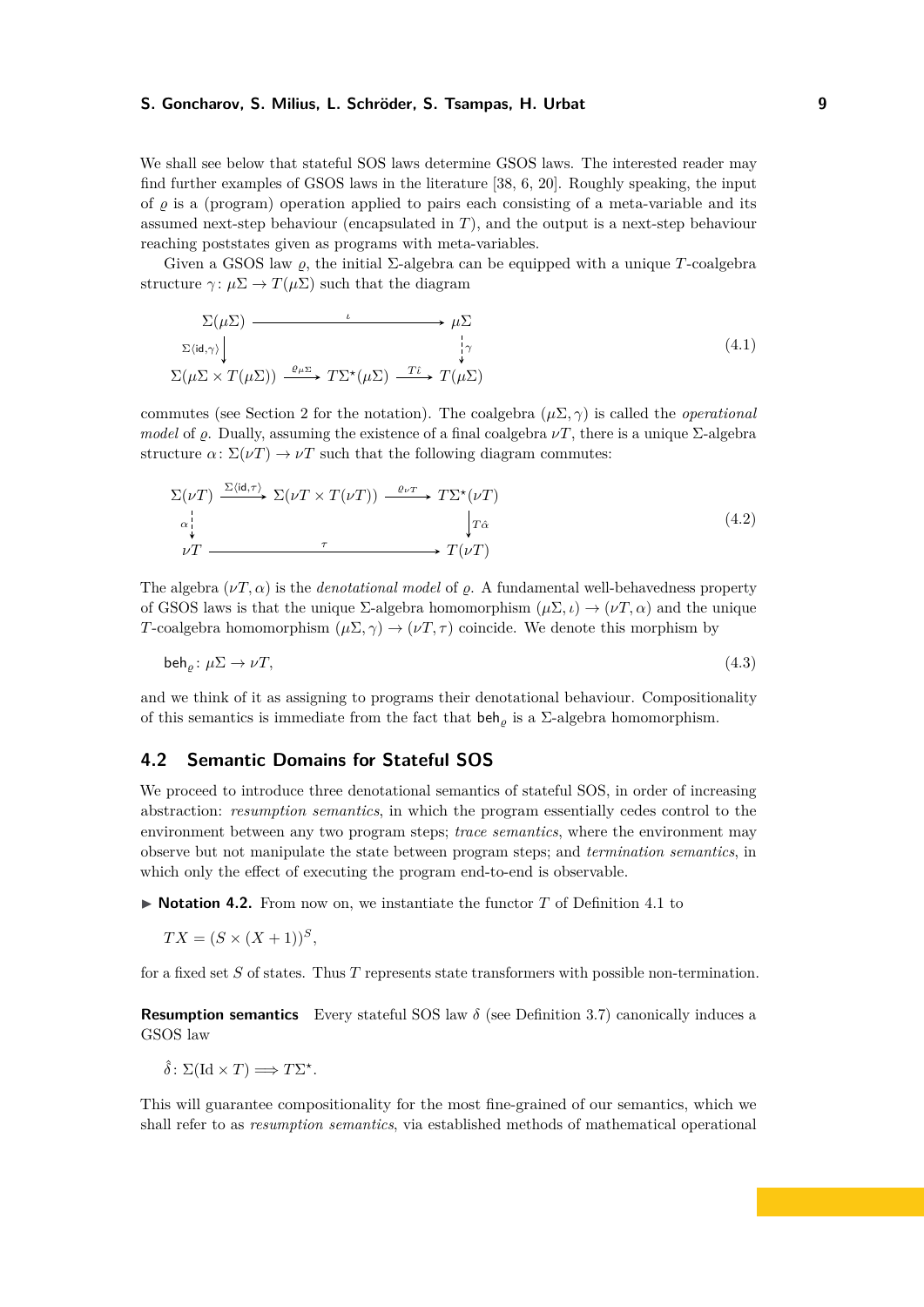We shall see below that stateful SOS laws determine GSOS laws. The interested reader may find further examples of GSOS laws in the literature [38, 6, 20]. Roughly speaking, the input of $\varrho$ is a (program) operation applied to pairs each consisting of a meta-variable and its assumed next-step behaviour (encapsulated in $T$), and the output is a next-step behaviour reaching poststates given as programs with meta-variables.

Given a GSOS law $\varrho$, the initial $\Sigma$-algebra can be equipped with a unique $T$-coalgebra structure $\gamma\colon \mu\Sigma \to T(\mu\Sigma)$ such that the diagram

$$
\begin{array}{ccccc}
\Sigma(\mu\Sigma) & & \xrightarrow{\quad\iota\quad} & & \mu\Sigma \\
\Big\downarrow{\scriptstyle \Sigma\langle \mathsf{id},\gamma\rangle} & & & & \Big\downarrow{\scriptstyle \gamma} \\
\Sigma(\mu\Sigma \times T(\mu\Sigma)) & \xrightarrow{\varrho_{\mu\Sigma}} & T\Sigma^\star(\mu\Sigma) & \xrightarrow{T\hat{\iota}} & T(\mu\Sigma)
\end{array}
\tag{4.1}
$$

commutes (see Section 2 for the notation). The coalgebra $(\mu\Sigma, \gamma)$ is called the *operational model* of $\varrho$. Dually, assuming the existence of a final coalgebra $\nu T$, there is a unique $\Sigma$-algebra structure $\alpha\colon \Sigma(\nu T) \to \nu T$ such that the following diagram commutes:

$$
\begin{array}{ccccc}
\Sigma(\nu T) & \xrightarrow{\Sigma\langle \mathsf{id},\tau\rangle} & \Sigma(\nu T \times T(\nu T)) & \xrightarrow{\varrho_{\nu T}} & T\Sigma^\star(\nu T) \\
\Big\downarrow{\scriptstyle \alpha} & & & & \Big\downarrow{\scriptstyle T\hat{\alpha}} \\
\nu T & & \xrightarrow{\quad\tau\quad} & & T(\nu T)
\end{array}
\tag{4.2}
$$

The algebra $(\nu T, \alpha)$ is the *denotational model* of $\varrho$. A fundamental well-behavedness property of GSOS laws is that the unique $\Sigma$-algebra homomorphism $(\mu\Sigma, \iota) \to (\nu T, \alpha)$ and the unique $T$-coalgebra homomorphism $(\mu\Sigma, \gamma) \to (\nu T, \tau)$ coincide. We denote this morphism by

$$\mathsf{beh}_\varrho\colon \mu\Sigma \to \nu T, \tag{4.3}$$

and we think of it as assigning to programs their denotational behaviour. Compositionality of this semantics is immediate from the fact that $\mathsf{beh}_\varrho$ is a $\Sigma$-algebra homomorphism.

## 4.2 Semantic Domains for Stateful SOS

We proceed to introduce three denotational semantics of stateful SOS, in order of increasing abstraction: *resumption semantics*, in which the program essentially cedes control to the environment between any two program steps; *trace semantics*, where the environment may observe but not manipulate the state between program steps; and *termination semantics*, in which only the effect of executing the program end-to-end is observable.

▶ **Notation 4.2.** From now on, we instantiate the functor $T$ of Definition 4.1 to

$$TX = (S \times (X + 1))^S,$$

for a fixed set $S$ of states. Thus $T$ represents state transformers with possible non-termination.

**Resumption semantics** Every stateful SOS law $\delta$ (see Definition 3.7) canonically induces a GSOS law

$$\hat{\delta}\colon \Sigma(\mathrm{Id} \times T) \Longrightarrow T\Sigma^\star.$$

This will guarantee compositionality for the most fine-grained of our semantics, which we shall refer to as *resumption semantics*, via established methods of mathematical operational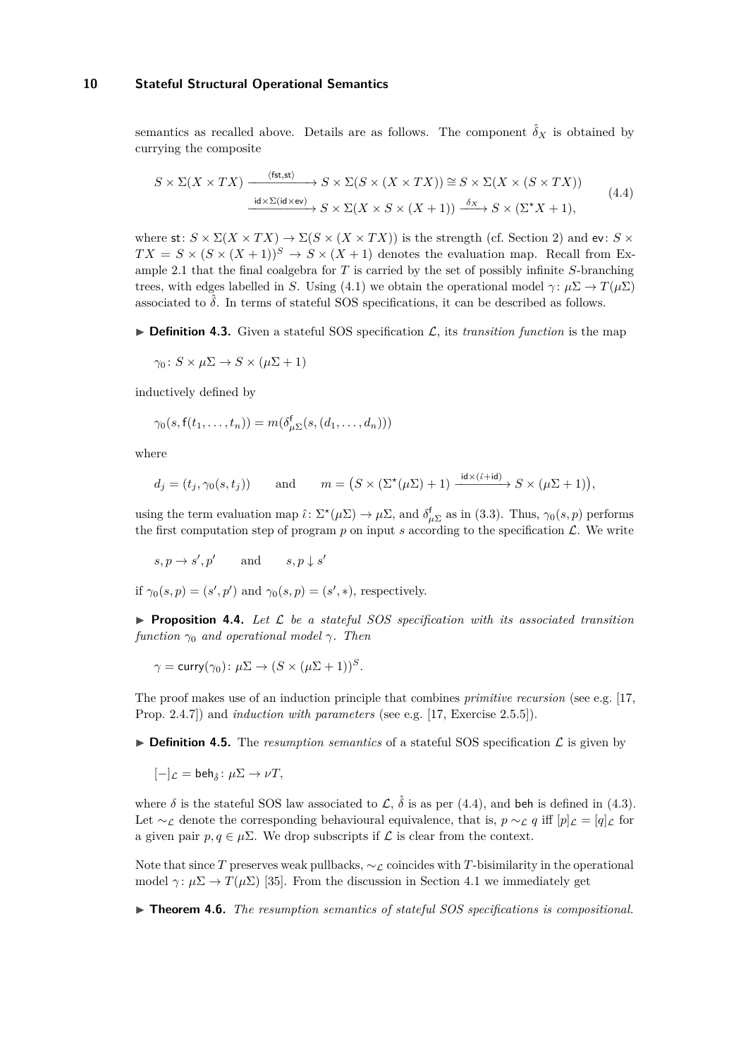semantics as recalled above. Details are as follows. The component $\hat{\delta}_X$ is obtained by currying the composite

$$
\begin{aligned}
S \times \Sigma(X \times TX) &\xrightarrow{\langle \mathsf{fst}, \mathsf{st} \rangle} S \times \Sigma(S \times (X \times TX)) \cong S \times \Sigma(X \times (S \times TX)) \\
&\xrightarrow{\mathsf{id} \times \Sigma(\mathsf{id} \times \mathsf{ev})} S \times \Sigma(X \times S \times (X+1)) \xrightarrow{\delta_X} S \times (\Sigma^\star X + 1),
\end{aligned}
\tag{4.4}
$$

where $\mathsf{st}\colon S \times \Sigma(X \times TX) \to \Sigma(S \times (X \times TX))$ is the strength (cf. Section 2) and $\mathsf{ev}\colon S \times TX = S \times (S \times (X+1))^S \to S \times (X+1)$ denotes the evaluation map. Recall from Example 2.1 that the final coalgebra for $T$ is carried by the set of possibly infinite $S$-branching trees, with edges labelled in $S$. Using (4.1) we obtain the operational model $\gamma\colon \mu\Sigma \to T(\mu\Sigma)$ associated to $\hat{\delta}$. In terms of stateful SOS specifications, it can be described as follows.

▶ **Definition 4.3.** Given a stateful SOS specification $\mathcal{L}$, its *transition function* is the map

$$\gamma_0\colon S \times \mu\Sigma \to S \times (\mu\Sigma + 1)$$

inductively defined by

$$\gamma_0(s, \mathsf{f}(t_1, \ldots, t_n)) = m(\delta^{\mathsf{f}}_{\mu\Sigma}(s, (d_1, \ldots, d_n)))$$

where

$$d_j = (t_j, \gamma_0(s, t_j)) \qquad \text{and} \qquad m = \big(S \times (\Sigma^\star(\mu\Sigma) + 1) \xrightarrow{\mathsf{id} \times (\hat{\imath} + \mathsf{id})} S \times (\mu\Sigma + 1)\big),$$

using the term evaluation map $\hat{\imath}\colon \Sigma^\star(\mu\Sigma) \to \mu\Sigma$, and $\delta^{\mathsf{f}}_{\mu\Sigma}$ as in (3.3). Thus, $\gamma_0(s, p)$ performs the first computation step of program $p$ on input $s$ according to the specification $\mathcal{L}$. We write

$$s, p \to s', p' \qquad \text{and} \qquad s, p \downarrow s'$$

if $\gamma_0(s, p) = (s', p')$ and $\gamma_0(s, p) = (s', *)$, respectively.

▶ **Proposition 4.4.** *Let $\mathcal{L}$ be a stateful SOS specification with its associated transition function $\gamma_0$ and operational model $\gamma$. Then*

$$\gamma = \mathsf{curry}(\gamma_0)\colon \mu\Sigma \to (S \times (\mu\Sigma + 1))^S.$$

The proof makes use of an induction principle that combines *primitive recursion* (see e.g. [17, Prop. 2.4.7]) and *induction with parameters* (see e.g. [17, Exercise 2.5.5]).

▶ **Definition 4.5.** The *resumption semantics* of a stateful SOS specification $\mathcal{L}$ is given by

$$[-]_{\mathcal{L}} = \mathsf{beh}_{\hat{\delta}}\colon \mu\Sigma \to \nu T,$$

where $\delta$ is the stateful SOS law associated to $\mathcal{L}$, $\hat{\delta}$ is as per (4.4), and $\mathsf{beh}$ is defined in (4.3). Let $\sim_{\mathcal{L}}$ denote the corresponding behavioural equivalence, that is, $p \sim_{\mathcal{L}} q$ iff $[p]_{\mathcal{L}} = [q]_{\mathcal{L}}$ for a given pair $p, q \in \mu\Sigma$. We drop subscripts if $\mathcal{L}$ is clear from the context.

Note that since $T$ preserves weak pullbacks, $\sim_{\mathcal{L}}$ coincides with $T$-bisimilarity in the operational model $\gamma\colon \mu\Sigma \to T(\mu\Sigma)$ [35]. From the discussion in Section 4.1 we immediately get

▶ **Theorem 4.6.** *The resumption semantics of stateful SOS specifications is compositional.*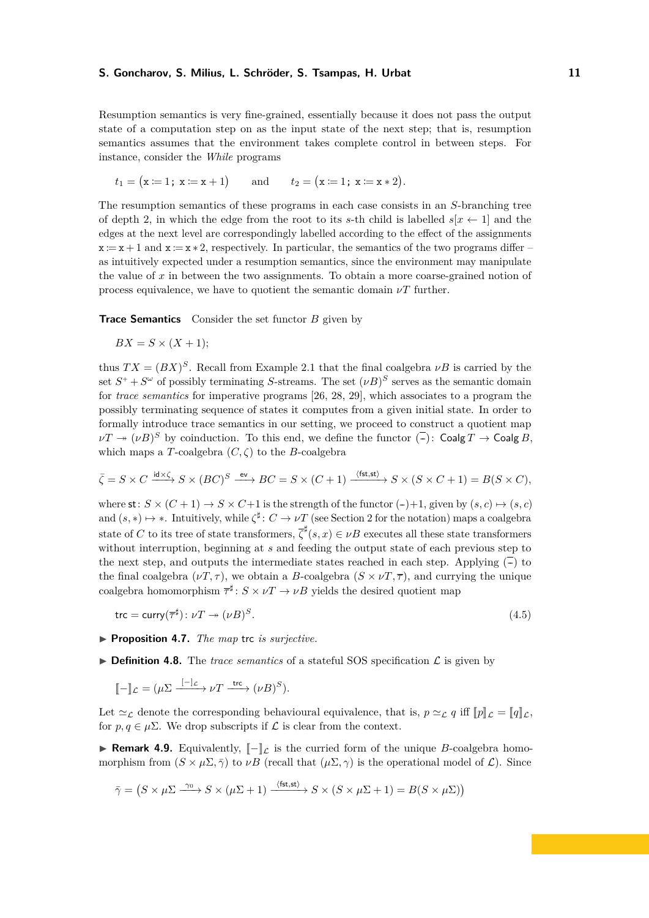Resumption semantics is very fine-grained, essentially because it does not pass the output state of a computation step on as the input state of the next step; that is, resumption semantics assumes that the environment takes complete control in between steps. For instance, consider the *While* programs

$$t_1 = \big(\mathtt{x} \coloneqq 1;\ \mathtt{x} \coloneqq \mathtt{x}+1\big) \qquad \text{and} \qquad t_2 = \big(\mathtt{x} \coloneqq 1;\ \mathtt{x} \coloneqq \mathtt{x} * 2\big).$$

The resumption semantics of these programs in each case consists in an $S$-branching tree of depth 2, in which the edge from the root to its $s$-th child is labelled $s[x \leftarrow 1]$ and the edges at the next level are correspondingly labelled according to the effect of the assignments $\mathtt{x} \coloneqq \mathtt{x}+1$ and $\mathtt{x} \coloneqq \mathtt{x}*2$, respectively. In particular, the semantics of the two programs differ – as intuitively expected under a resumption semantics, since the environment may manipulate the value of $x$ in between the two assignments. To obtain a more coarse-grained notion of process equivalence, we have to quotient the semantic domain $\nu T$ further.

**Trace Semantics** Consider the set functor $B$ given by

$$BX = S \times (X+1);$$

thus $TX = (BX)^S$. Recall from Example 2.1 that the final coalgebra $\nu B$ is carried by the set $S^+ + S^\omega$ of possibly terminating $S$-streams. The set $(\nu B)^S$ serves as the semantic domain for *trace semantics* for imperative programs [26, 28, 29], which associates to a program the possibly terminating sequence of states it computes from a given initial state. In order to formally introduce trace semantics in our setting, we proceed to construct a quotient map $\nu T \twoheadrightarrow (\nu B)^S$ by coinduction. To this end, we define the functor $\overline{(-)}\colon \mathsf{Coalg}\,T \to \mathsf{Coalg}\,B$, which maps a $T$-coalgebra $(C, \zeta)$ to the $B$-coalgebra

$$\bar{\zeta} = S \times C \xrightarrow{\mathsf{id}\times\zeta} S \times (BC)^S \xrightarrow{\mathsf{ev}} BC = S \times (C+1) \xrightarrow{\langle \mathsf{fst},\mathsf{st}\rangle} S \times (S \times C + 1) = B(S \times C),$$

where $\mathsf{st}\colon S \times (C+1) \to S \times C+1$ is the strength of the functor $(-)+1$, given by $(s,c) \mapsto (s,c)$ and $(s,*) \mapsto *$. Intuitively, while $\zeta^\sharp\colon C \to \nu T$ (see Section 2 for the notation) maps a coalgebra state of $C$ to its tree of state transformers, $\overline{\zeta}^\sharp(s,x) \in \nu B$ executes all these state transformers without interruption, beginning at $s$ and feeding the output state of each previous step to the next step, and outputs the intermediate states reached in each step. Applying $\overline{(-)}$ to the final coalgebra $(\nu T, \tau)$, we obtain a $B$-coalgebra $(S \times \nu T, \overline{\tau})$, and currying the unique coalgebra homomorphism $\overline{\tau}^\sharp\colon S \times \nu T \to \nu B$ yields the desired quotient map

$$\mathsf{trc} = \mathsf{curry}(\overline{\tau}^\sharp)\colon \nu T \twoheadrightarrow (\nu B)^S. \tag{4.5}$$

▶ **Proposition 4.7.** *The map* $\mathsf{trc}$ *is surjective.*

▶ **Definition 4.8.** The *trace semantics* of a stateful SOS specification $\mathcal{L}$ is given by

$$[\![-]\!]_{\mathcal{L}} = (\mu\Sigma \xrightarrow{[-]_{\mathcal{L}}} \nu T \xrightarrow{\mathsf{trc}} (\nu B)^S).$$

Let $\simeq_{\mathcal{L}}$ denote the corresponding behavioural equivalence, that is, $p \simeq_{\mathcal{L}} q$ iff $[\![p]\!]_{\mathcal{L}} = [\![q]\!]_{\mathcal{L}}$, for $p, q \in \mu\Sigma$. We drop subscripts if $\mathcal{L}$ is clear from the context.

▶ **Remark 4.9.** Equivalently, $[\![-]\!]_{\mathcal{L}}$ is the curried form of the unique $B$-coalgebra homomorphism from $(S \times \mu\Sigma, \bar{\gamma})$ to $\nu B$ (recall that $(\mu\Sigma, \gamma)$ is the operational model of $\mathcal{L}$). Since

$$\bar{\gamma} = \big(S \times \mu\Sigma \xrightarrow{\gamma_0} S \times (\mu\Sigma + 1) \xrightarrow{\langle \mathsf{fst},\mathsf{st}\rangle} S \times (S \times \mu\Sigma + 1) = B(S \times \mu\Sigma)\big)$$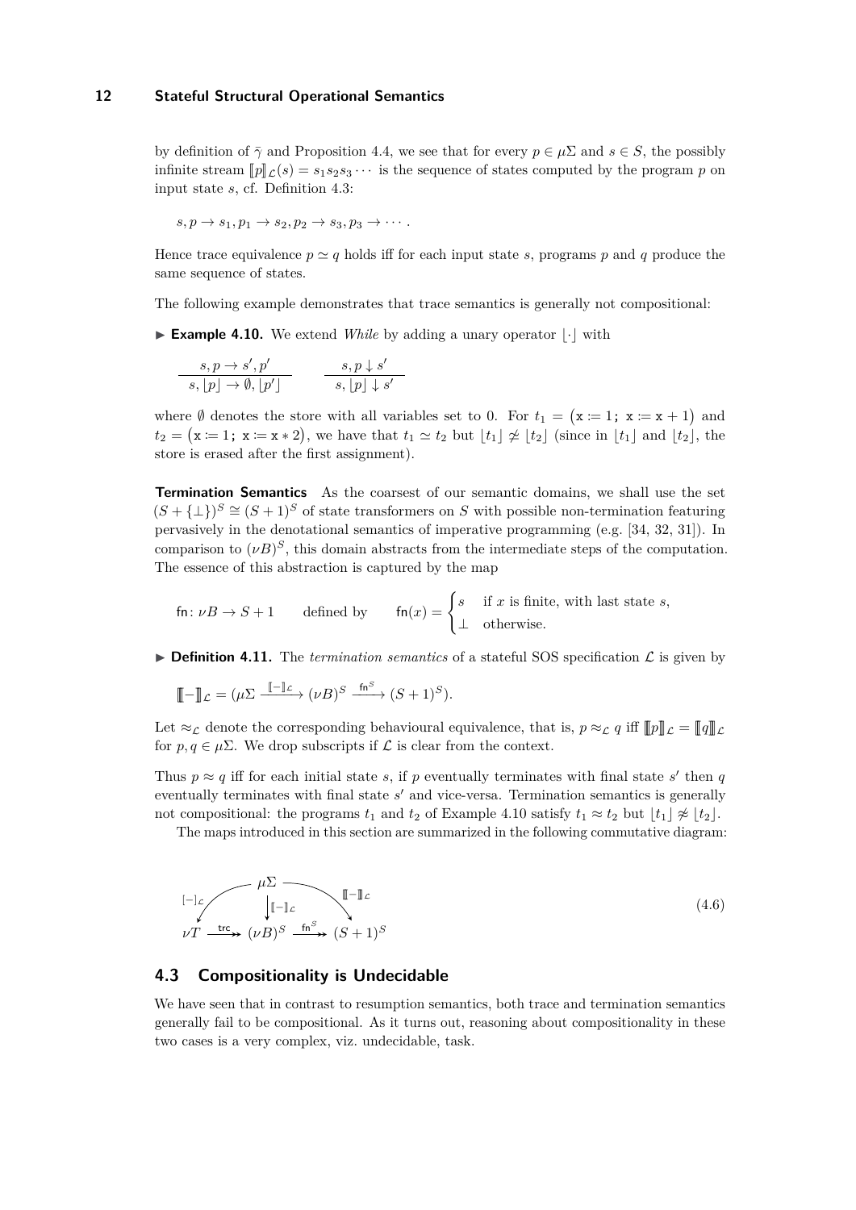by definition of $\bar{\gamma}$ and Proposition 4.4, we see that for every $p \in \mu\Sigma$ and $s \in S$, the possibly infinite stream $[\![p]\!]_{\mathcal{L}}(s) = s_1 s_2 s_3 \cdots$ is the sequence of states computed by the program $p$ on input state $s$, cf. Definition 4.3:

$$s, p \to s_1, p_1 \to s_2, p_2 \to s_3, p_3 \to \cdots.$$

Hence trace equivalence $p \simeq q$ holds iff for each input state $s$, programs $p$ and $q$ produce the same sequence of states.

The following example demonstrates that trace semantics is generally not compositional:

▶ **Example 4.10.** We extend *While* by adding a unary operator $\lfloor \cdot \rfloor$ with

$$\frac{s, p \to s', p'}{s, \lfloor p \rfloor \to \emptyset, \lfloor p' \rfloor} \qquad \frac{s, p \downarrow s'}{s, \lfloor p \rfloor \downarrow s'}$$

where $\emptyset$ denotes the store with all variables set to 0. For $t_1 = (\texttt{x} \coloneqq 1\texttt{;}\ \texttt{x} \coloneqq \texttt{x} + 1)$ and $t_2 = (\texttt{x} \coloneqq 1\texttt{;}\ \texttt{x} \coloneqq \texttt{x} * 2)$, we have that $t_1 \simeq t_2$ but $\lfloor t_1 \rfloor \not\simeq \lfloor t_2 \rfloor$ (since in $\lfloor t_1 \rfloor$ and $\lfloor t_2 \rfloor$, the store is erased after the first assignment).

**Termination Semantics** As the coarsest of our semantic domains, we shall use the set $(S + \{\bot\})^S \cong (S+1)^S$ of state transformers on $S$ with possible non-termination featuring pervasively in the denotational semantics of imperative programming (e.g. [34, 32, 31]). In comparison to $(\nu B)^S$, this domain abstracts from the intermediate steps of the computation. The essence of this abstraction is captured by the map

$$\mathsf{fn} \colon \nu B \to S + 1 \qquad \text{defined by} \qquad \mathsf{fn}(x) = \begin{cases} s & \text{if } x \text{ is finite, with last state } s, \\ \bot & \text{otherwise.} \end{cases}$$

▶ **Definition 4.11.** The *termination semantics* of a stateful SOS specification $\mathcal{L}$ is given by

$$[\![-]\!]_{\mathcal{L}} = (\mu\Sigma \xrightarrow{[\![-]\!]_{\mathcal{L}}} (\nu B)^S \xrightarrow{\mathsf{fn}^S} (S+1)^S).$$

Let $\approx_{\mathcal{L}}$ denote the corresponding behavioural equivalence, that is, $p \approx_{\mathcal{L}} q$ iff $[\![p]\!]_{\mathcal{L}} = [\![q]\!]_{\mathcal{L}}$ for $p, q \in \mu\Sigma$. We drop subscripts if $\mathcal{L}$ is clear from the context.

Thus $p \approx q$ iff for each initial state $s$, if $p$ eventually terminates with final state $s'$ then $q$ eventually terminates with final state $s'$ and vice-versa. Termination semantics is generally not compositional: the programs $t_1$ and $t_2$ of Example 4.10 satisfy $t_1 \approx t_2$ but $\lfloor t_1 \rfloor \not\approx \lfloor t_2 \rfloor$.

The maps introduced in this section are summarized in the following commutative diagram:

$$\begin{array}{ccccc} & & \mu\Sigma & & \\ & \swarrow^{[-]_{\mathcal{L}}} & \downarrow^{[\![-]\!]_{\mathcal{L}}} & \searrow^{[\![-]\!]_{\mathcal{L}}} & \\ \nu T & \xrightarrow{\mathsf{trc}} & (\nu B)^S & \xrightarrow{\mathsf{fn}^S} & (S+1)^S \end{array} \tag{4.6}$$

## 4.3 Compositionality is Undecidable

We have seen that in contrast to resumption semantics, both trace and termination semantics generally fail to be compositional. As it turns out, reasoning about compositionality in these two cases is a very complex, viz. undecidable, task.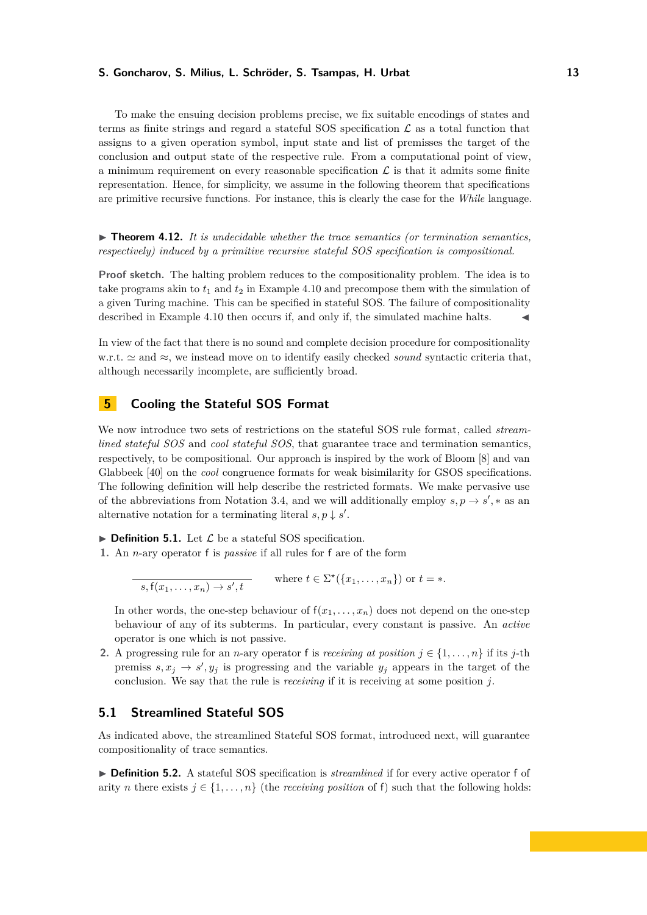To make the ensuing decision problems precise, we fix suitable encodings of states and terms as finite strings and regard a stateful SOS specification $\mathcal{L}$ as a total function that assigns to a given operation symbol, input state and list of premisses the target of the conclusion and output state of the respective rule. From a computational point of view, a minimum requirement on every reasonable specification $\mathcal{L}$ is that it admits some finite representation. Hence, for simplicity, we assume in the following theorem that specifications are primitive recursive functions. For instance, this is clearly the case for the *While* language.

▶ **Theorem 4.12.** *It is undecidable whether the trace semantics (or termination semantics, respectively) induced by a primitive recursive stateful SOS specification is compositional.*

**Proof sketch.** The halting problem reduces to the compositionality problem. The idea is to take programs akin to $t_1$ and $t_2$ in Example 4.10 and precompose them with the simulation of a given Turing machine. This can be specified in stateful SOS. The failure of compositionality described in Example 4.10 then occurs if, and only if, the simulated machine halts. ◀

In view of the fact that there is no sound and complete decision procedure for compositionality w.r.t. $\simeq$ and $\approx$, we instead move on to identify easily checked *sound* syntactic criteria that, although necessarily incomplete, are sufficiently broad.

## 5 Cooling the Stateful SOS Format

We now introduce two sets of restrictions on the stateful SOS rule format, called *streamlined stateful SOS* and *cool stateful SOS*, that guarantee trace and termination semantics, respectively, to be compositional. Our approach is inspired by the work of Bloom [8] and van Glabbeek [40] on the *cool* congruence formats for weak bisimilarity for GSOS specifications. The following definition will help describe the restricted formats. We make pervasive use of the abbreviations from Notation 3.4, and we will additionally employ $s, p \to s', *$ as an alternative notation for a terminating literal $s, p \downarrow s'$.

▶ **Definition 5.1.** Let $\mathcal{L}$ be a stateful SOS specification.

1. An $n$-ary operator $\mathsf{f}$ is *passive* if all rules for $\mathsf{f}$ are of the form

$$\frac{}{s, \mathsf{f}(x_1, \dots, x_n) \to s', t} \qquad \text{where } t \in \Sigma^\star(\{x_1, \dots, x_n\}) \text{ or } t = *.$$

   In other words, the one-step behaviour of $\mathsf{f}(x_1, \dots, x_n)$ does not depend on the one-step behaviour of any of its subterms. In particular, every constant is passive. An *active* operator is one which is not passive.

2. A progressing rule for an $n$-ary operator $\mathsf{f}$ is *receiving at position* $j \in \{1, \dots, n\}$ if its $j$-th premiss $s, x_j \to s', y_j$ is progressing and the variable $y_j$ appears in the target of the conclusion. We say that the rule is *receiving* if it is receiving at some position $j$.

### 5.1 Streamlined Stateful SOS

As indicated above, the streamlined Stateful SOS format, introduced next, will guarantee compositionality of trace semantics.

▶ **Definition 5.2.** A stateful SOS specification is *streamlined* if for every active operator $\mathsf{f}$ of arity $n$ there exists $j \in \{1, \dots, n\}$ (the *receiving position* of $\mathsf{f}$) such that the following holds: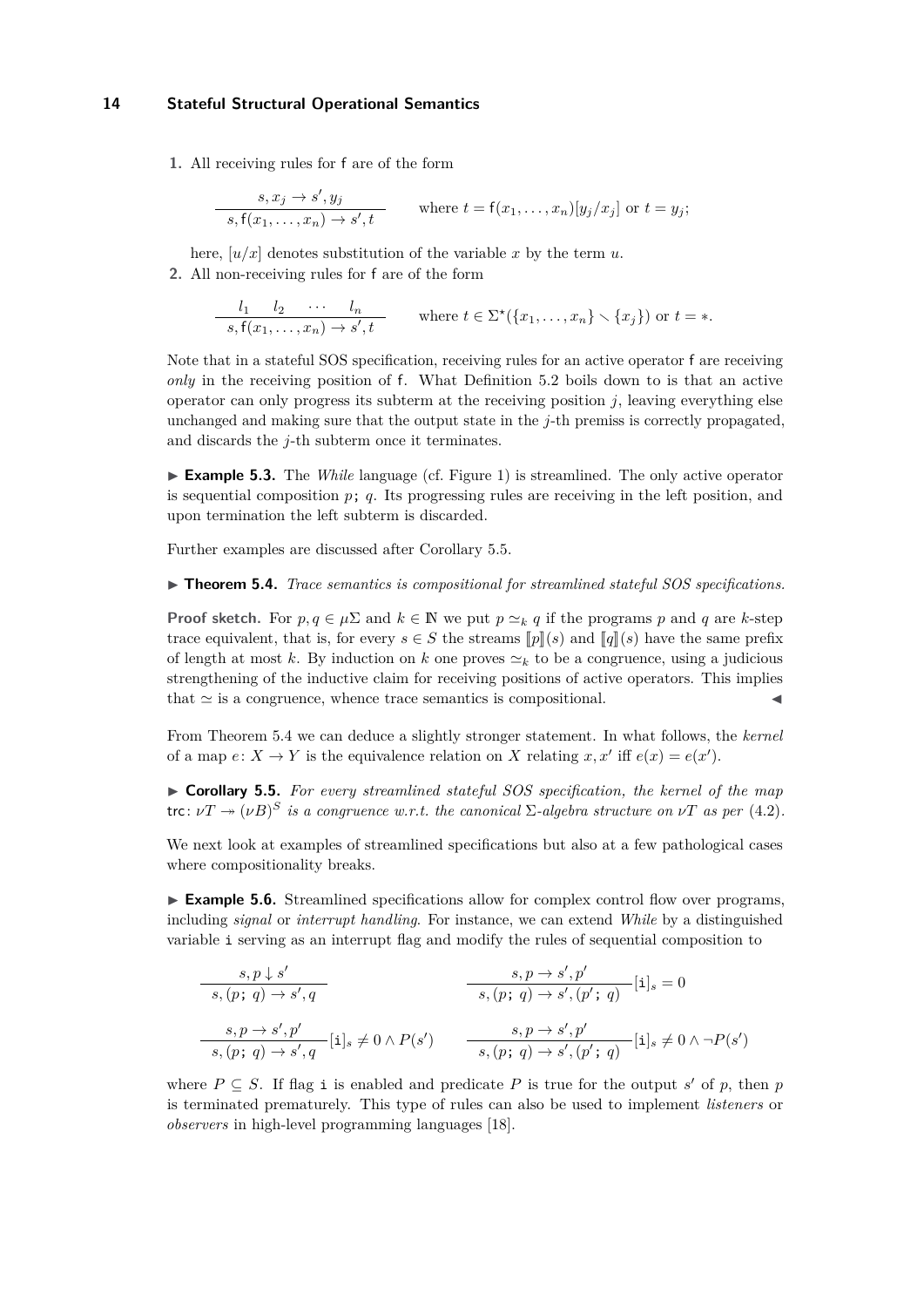1. All receiving rules for $\mathsf{f}$ are of the form

$$\frac{s, x_j \to s', y_j}{s, \mathsf{f}(x_1, \ldots, x_n) \to s', t} \qquad \text{where } t = \mathsf{f}(x_1, \ldots, x_n)[y_j/x_j] \text{ or } t = y_j;$$

   here, $[u/x]$ denotes substitution of the variable $x$ by the term $u$.

2. All non-receiving rules for $\mathsf{f}$ are of the form

$$\frac{l_1 \quad l_2 \quad \cdots \quad l_n}{s, \mathsf{f}(x_1, \ldots, x_n) \to s', t} \qquad \text{where } t \in \Sigma^\star(\{x_1, \ldots, x_n\} \smallsetminus \{x_j\}) \text{ or } t = *.$$

Note that in a stateful SOS specification, receiving rules for an active operator $\mathsf{f}$ are receiving *only* in the receiving position of $\mathsf{f}$. What Definition 5.2 boils down to is that an active operator can only progress its subterm at the receiving position $j$, leaving everything else unchanged and making sure that the output state in the $j$-th premiss is correctly propagated, and discards the $j$-th subterm once it terminates.

▶ **Example 5.3.** The *While* language (cf. Figure 1) is streamlined. The only active operator is sequential composition $p\texttt{;}\ q$. Its progressing rules are receiving in the left position, and upon termination the left subterm is discarded.

Further examples are discussed after Corollary 5.5.

▶ **Theorem 5.4.** *Trace semantics is compositional for streamlined stateful SOS specifications.*

**Proof sketch.** For $p, q \in \mu\Sigma$ and $k \in \mathbb{N}$ we put $p \simeq_k q$ if the programs $p$ and $q$ are $k$-step trace equivalent, that is, for every $s \in S$ the streams $[\![p]\!](s)$ and $[\![q]\!](s)$ have the same prefix of length at most $k$. By induction on $k$ one proves $\simeq_k$ to be a congruence, using a judicious strengthening of the inductive claim for receiving positions of active operators. This implies that $\simeq$ is a congruence, whence trace semantics is compositional. ◀

From Theorem 5.4 we can deduce a slightly stronger statement. In what follows, the *kernel* of a map $e\colon X \to Y$ is the equivalence relation on $X$ relating $x, x'$ iff $e(x) = e(x')$.

▶ **Corollary 5.5.** *For every streamlined stateful SOS specification, the kernel of the map* $\mathsf{trc}\colon \nu T \twoheadrightarrow (\nu B)^S$ *is a congruence w.r.t. the canonical* $\Sigma$*-algebra structure on* $\nu T$ *as per* (4.2).

We next look at examples of streamlined specifications but also at a few pathological cases where compositionality breaks.

▶ **Example 5.6.** Streamlined specifications allow for complex control flow over programs, including *signal* or *interrupt handling*. For instance, we can extend *While* by a distinguished variable $\mathtt{i}$ serving as an interrupt flag and modify the rules of sequential composition to

$$\frac{s, p \downarrow s'}{s, (p\texttt{;}\ q) \to s', q} \qquad\qquad \frac{s, p \to s', p'}{s, (p\texttt{;}\ q) \to s', (p'\texttt{;}\ q)}\,[\mathtt{i}]_s = 0$$

$$\frac{s, p \to s', p'}{s, (p\texttt{;}\ q) \to s', q}\,[\mathtt{i}]_s \neq 0 \wedge P(s') \qquad \frac{s, p \to s', p'}{s, (p\texttt{;}\ q) \to s', (p'\texttt{;}\ q)}\,[\mathtt{i}]_s \neq 0 \wedge \neg P(s')$$

where $P \subseteq S$. If flag $\mathtt{i}$ is enabled and predicate $P$ is true for the output $s'$ of $p$, then $p$ is terminated prematurely. This type of rules can also be used to implement *listeners* or *observers* in high-level programming languages [18].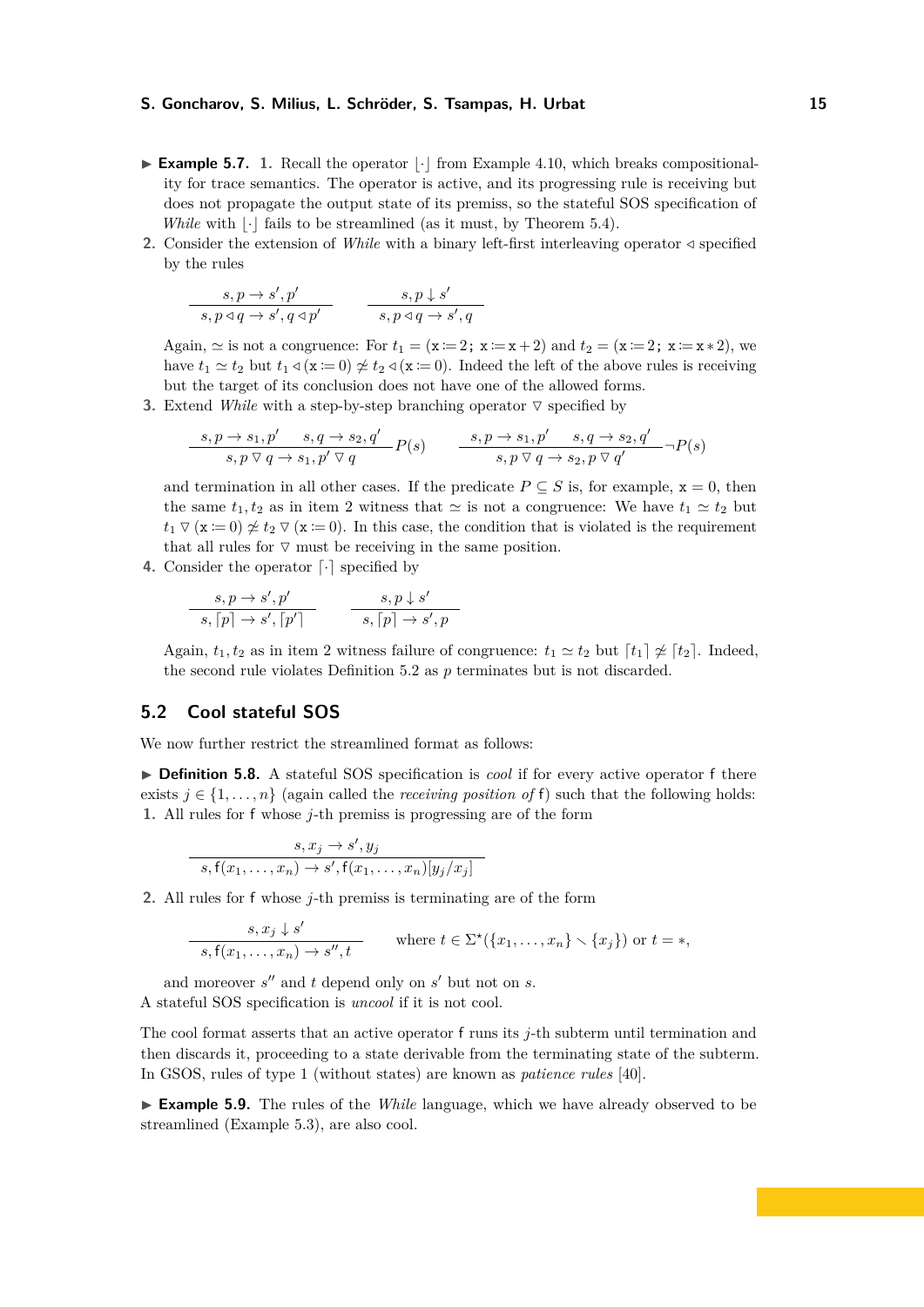▶ **Example 5.7.** **1.** Recall the operator $\lfloor\cdot\rfloor$ from Example 4.10, which breaks compositionality for trace semantics. The operator is active, and its progressing rule is receiving but does not propagate the output state of its premiss, so the stateful SOS specification of *While* with $\lfloor\cdot\rfloor$ fails to be streamlined (as it must, by Theorem 5.4).

**2.** Consider the extension of *While* with a binary left-first interleaving operator $\triangleleft$ specified by the rules

$$\frac{s, p \to s', p'}{s, p \triangleleft q \to s', q \triangleleft p'} \qquad \frac{s, p \downarrow s'}{s, p \triangleleft q \to s', q}$$

Again, $\simeq$ is not a congruence: For $t_1 = (\mathtt{x} \coloneqq 2\mathtt{;}\ \mathtt{x} \coloneqq \mathtt{x} + 2)$ and $t_2 = (\mathtt{x} \coloneqq 2\mathtt{;}\ \mathtt{x} \coloneqq \mathtt{x} * 2)$, we have $t_1 \simeq t_2$ but $t_1 \triangleleft (\mathtt{x} \coloneqq 0) \not\simeq t_2 \triangleleft (\mathtt{x} \coloneqq 0)$. Indeed the left of the above rules is receiving but the target of its conclusion does not have one of the allowed forms.

**3.** Extend *While* with a step-by-step branching operator $\triangledown$ specified by

$$\frac{s, p \to s_1, p' \qquad s, q \to s_2, q'}{s, p \triangledown q \to s_1, p' \triangledown q}\, P(s) \qquad \frac{s, p \to s_1, p' \qquad s, q \to s_2, q'}{s, p \triangledown q \to s_2, p \triangledown q'}\, \neg P(s)$$

and termination in all other cases. If the predicate $P \subseteq S$ is, for example, $\mathtt{x} = 0$, then the same $t_1, t_2$ as in item 2 witness that $\simeq$ is not a congruence: We have $t_1 \simeq t_2$ but $t_1 \triangledown (\mathtt{x} \coloneqq 0) \not\simeq t_2 \triangledown (\mathtt{x} \coloneqq 0)$. In this case, the condition that is violated is the requirement that all rules for $\triangledown$ must be receiving in the same position.

**4.** Consider the operator $\lceil\cdot\rceil$ specified by

$$\frac{s, p \to s', p'}{s, \lceil p \rceil \to s', \lceil p' \rceil} \qquad \frac{s, p \downarrow s'}{s, \lceil p \rceil \to s', p}$$

Again, $t_1, t_2$ as in item 2 witness failure of congruence: $t_1 \simeq t_2$ but $\lceil t_1 \rceil \not\simeq \lceil t_2 \rceil$. Indeed, the second rule violates Definition 5.2 as $p$ terminates but is not discarded.

## 5.2 Cool stateful SOS

We now further restrict the streamlined format as follows:

▶ **Definition 5.8.** A stateful SOS specification is *cool* if for every active operator $\mathsf{f}$ there exists $j \in \{1, \dots, n\}$ (again called the *receiving position of* $\mathsf{f}$) such that the following holds:

**1.** All rules for $\mathsf{f}$ whose $j$-th premiss is progressing are of the form

$$\frac{s, x_j \to s', y_j}{s, \mathsf{f}(x_1, \dots, x_n) \to s', \mathsf{f}(x_1, \dots, x_n)[y_j/x_j]}$$

**2.** All rules for $\mathsf{f}$ whose $j$-th premiss is terminating are of the form

$$\frac{s, x_j \downarrow s'}{s, \mathsf{f}(x_1, \dots, x_n) \to s'', t} \qquad \text{where } t \in \Sigma^\star(\{x_1, \dots, x_n\} \smallsetminus \{x_j\}) \text{ or } t = *,$$

and moreover $s''$ and $t$ depend only on $s'$ but not on $s$.

A stateful SOS specification is *uncool* if it is not cool.

The cool format asserts that an active operator $\mathsf{f}$ runs its $j$-th subterm until termination and then discards it, proceeding to a state derivable from the terminating state of the subterm. In GSOS, rules of type 1 (without states) are known as *patience rules* [40].

▶ **Example 5.9.** The rules of the *While* language, which we have already observed to be streamlined (Example 5.3), are also cool.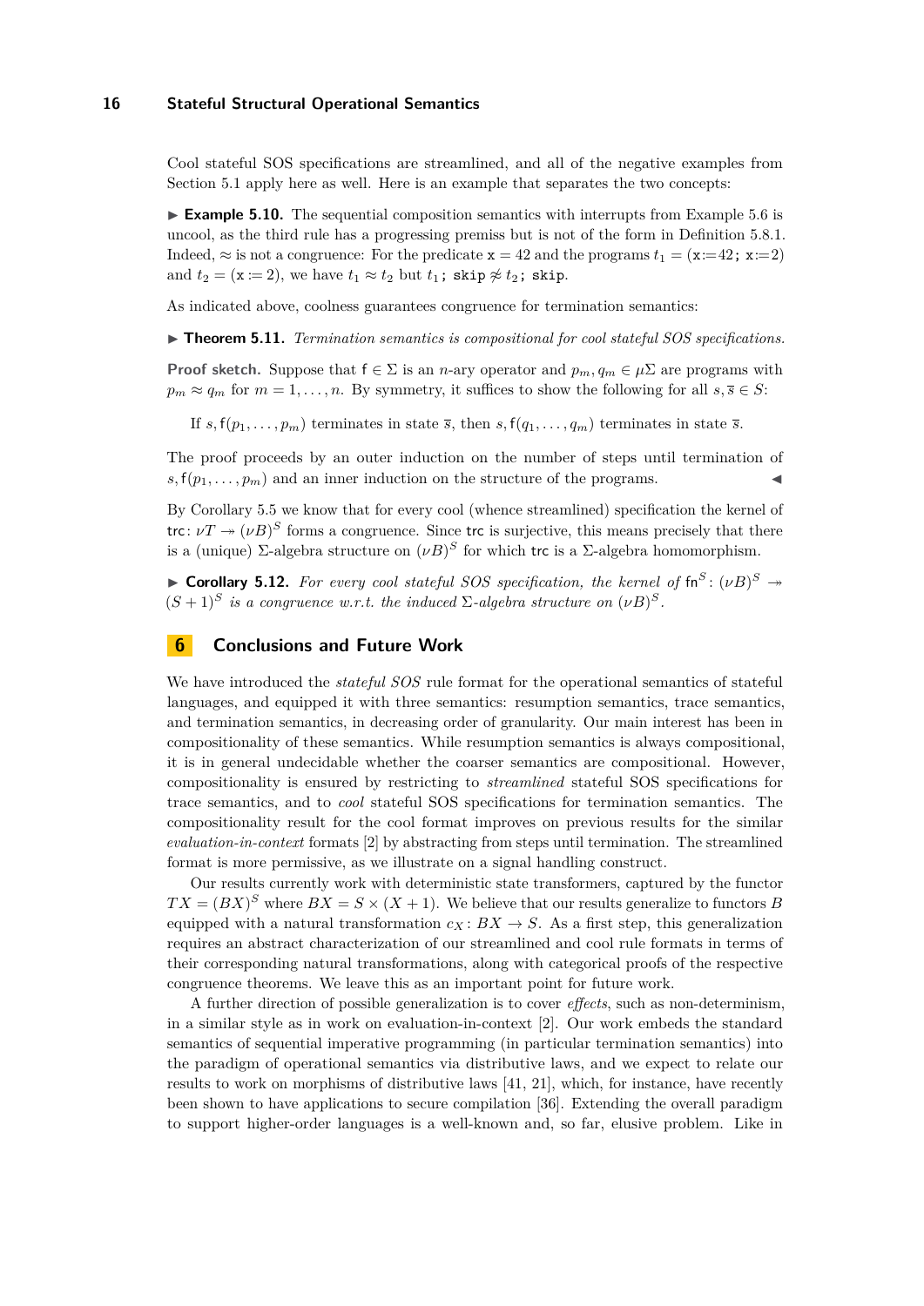Cool stateful SOS specifications are streamlined, and all of the negative examples from Section 5.1 apply here as well. Here is an example that separates the two concepts:

▶ **Example 5.10.** The sequential composition semantics with interrupts from Example 5.6 is uncool, as the third rule has a progressing premiss but is not of the form in Definition 5.8.1. Indeed, $\approx$ is not a congruence: For the predicate $\mathtt{x} = 42$ and the programs $t_1 = (\mathtt{x}{:=}42\mathtt{;}\ \mathtt{x}{:=}2)$ and $t_2 = (\mathtt{x} := 2)$, we have $t_1 \approx t_2$ but $t_1\mathtt{;}\ \mathtt{skip} \not\approx t_2\mathtt{;}\ \mathtt{skip}$.

As indicated above, coolness guarantees congruence for termination semantics:

▶ **Theorem 5.11.** *Termination semantics is compositional for cool stateful SOS specifications.*

**Proof sketch.** Suppose that $\mathsf{f} \in \Sigma$ is an $n$-ary operator and $p_m, q_m \in \mu\Sigma$ are programs with $p_m \approx q_m$ for $m = 1, \dots, n$. By symmetry, it suffices to show the following for all $s, \bar{s} \in S$:

If $s, \mathsf{f}(p_1, \dots, p_m)$ terminates in state $\bar{s}$, then $s, \mathsf{f}(q_1, \dots, q_m)$ terminates in state $\bar{s}$.

The proof proceeds by an outer induction on the number of steps until termination of $s, \mathsf{f}(p_1, \dots, p_m)$ and an inner induction on the structure of the programs. ◀

By Corollary 5.5 we know that for every cool (whence streamlined) specification the kernel of $\mathsf{trc}\colon \nu T \twoheadrightarrow (\nu B)^S$ forms a congruence. Since $\mathsf{trc}$ is surjective, this means precisely that there is a (unique) $\Sigma$-algebra structure on $(\nu B)^S$ for which $\mathsf{trc}$ is a $\Sigma$-algebra homomorphism.

▶ **Corollary 5.12.** *For every cool stateful SOS specification, the kernel of* $\mathsf{fn}^S\colon (\nu B)^S \twoheadrightarrow (S+1)^S$ *is a congruence w.r.t. the induced* $\Sigma$*-algebra structure on* $(\nu B)^S$.

## 6 Conclusions and Future Work

We have introduced the *stateful SOS* rule format for the operational semantics of stateful languages, and equipped it with three semantics: resumption semantics, trace semantics, and termination semantics, in decreasing order of granularity. Our main interest has been in compositionality of these semantics. While resumption semantics is always compositional, it is in general undecidable whether the coarser semantics are compositional. However, compositionality is ensured by restricting to *streamlined* stateful SOS specifications for trace semantics, and to *cool* stateful SOS specifications for termination semantics. The compositionality result for the cool format improves on previous results for the similar *evaluation-in-context* formats [2] by abstracting from steps until termination. The streamlined format is more permissive, as we illustrate on a signal handling construct.

Our results currently work with deterministic state transformers, captured by the functor $TX = (BX)^S$ where $BX = S \times (X + 1)$. We believe that our results generalize to functors $B$ equipped with a natural transformation $c_X\colon BX \to S$. As a first step, this generalization requires an abstract characterization of our streamlined and cool rule formats in terms of their corresponding natural transformations, along with categorical proofs of the respective congruence theorems. We leave this as an important point for future work.

A further direction of possible generalization is to cover *effects*, such as non-determinism, in a similar style as in work on evaluation-in-context [2]. Our work embeds the standard semantics of sequential imperative programming (in particular termination semantics) into the paradigm of operational semantics via distributive laws, and we expect to relate our results to work on morphisms of distributive laws [41, 21], which, for instance, have recently been shown to have applications to secure compilation [36]. Extending the overall paradigm to support higher-order languages is a well-known and, so far, elusive problem. Like in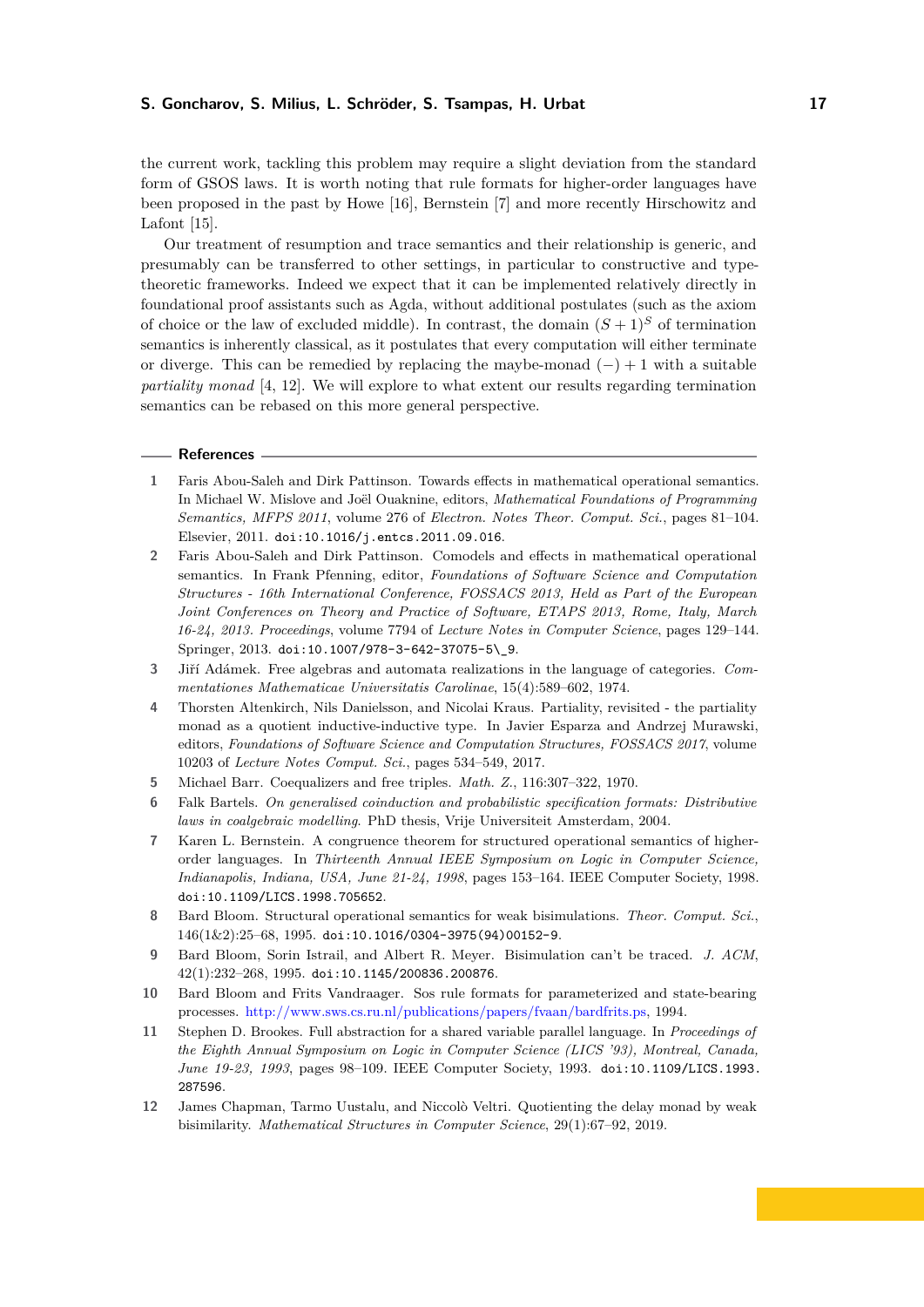the current work, tackling this problem may require a slight deviation from the standard form of GSOS laws. It is worth noting that rule formats for higher-order languages have been proposed in the past by Howe [16], Bernstein [7] and more recently Hirschowitz and Lafont [15].

Our treatment of resumption and trace semantics and their relationship is generic, and presumably can be transferred to other settings, in particular to constructive and type-theoretic frameworks. Indeed we expect that it can be implemented relatively directly in foundational proof assistants such as Agda, without additional postulates (such as the axiom of choice or the law of excluded middle). In contrast, the domain $(S+1)^S$ of termination semantics is inherently classical, as it postulates that every computation will either terminate or diverge. This can be remedied by replacing the maybe-monad $(-)+1$ with a suitable *partiality monad* [4, 12]. We will explore to what extent our results regarding termination semantics can be rebased on this more general perspective.

## References

1. Faris Abou-Saleh and Dirk Pattinson. Towards effects in mathematical operational semantics. In Michael W. Mislove and Joël Ouaknine, editors, *Mathematical Foundations of Programming Semantics, MFPS 2011*, volume 276 of *Electron. Notes Theor. Comput. Sci.*, pages 81–104. Elsevier, 2011. doi:10.1016/j.entcs.2011.09.016.
2. Faris Abou-Saleh and Dirk Pattinson. Comodels and effects in mathematical operational semantics. In Frank Pfenning, editor, *Foundations of Software Science and Computation Structures - 16th International Conference, FOSSACS 2013, Held as Part of the European Joint Conferences on Theory and Practice of Software, ETAPS 2013, Rome, Italy, March 16-24, 2013. Proceedings*, volume 7794 of *Lecture Notes in Computer Science*, pages 129–144. Springer, 2013. doi:10.1007/978-3-642-37075-5\_9.
3. Jiří Adámek. Free algebras and automata realizations in the language of categories. *Commentationes Mathematicae Universitatis Carolinae*, 15(4):589–602, 1974.
4. Thorsten Altenkirch, Nils Danielsson, and Nicolai Kraus. Partiality, revisited - the partiality monad as a quotient inductive-inductive type. In Javier Esparza and Andrzej Murawski, editors, *Foundations of Software Science and Computation Structures, FOSSACS 2017*, volume 10203 of *Lecture Notes Comput. Sci.*, pages 534–549, 2017.
5. Michael Barr. Coequalizers and free triples. *Math. Z.*, 116:307–322, 1970.
6. Falk Bartels. *On generalised coinduction and probabilistic specification formats: Distributive laws in coalgebraic modelling*. PhD thesis, Vrije Universiteit Amsterdam, 2004.
7. Karen L. Bernstein. A congruence theorem for structured operational semantics of higher-order languages. In *Thirteenth Annual IEEE Symposium on Logic in Computer Science, Indianapolis, Indiana, USA, June 21-24, 1998*, pages 153–164. IEEE Computer Society, 1998. doi:10.1109/LICS.1998.705652.
8. Bard Bloom. Structural operational semantics for weak bisimulations. *Theor. Comput. Sci.*, 146(1&2):25–68, 1995. doi:10.1016/0304-3975(94)00152-9.
9. Bard Bloom, Sorin Istrail, and Albert R. Meyer. Bisimulation can't be traced. *J. ACM*, 42(1):232–268, 1995. doi:10.1145/200836.200876.
10. Bard Bloom and Frits Vandraager. Sos rule formats for parameterized and state-bearing processes. http://www.sws.cs.ru.nl/publications/papers/fvaan/bardfrits.ps, 1994.
11. Stephen D. Brookes. Full abstraction for a shared variable parallel language. In *Proceedings of the Eighth Annual Symposium on Logic in Computer Science (LICS '93), Montreal, Canada, June 19-23, 1993*, pages 98–109. IEEE Computer Society, 1993. doi:10.1109/LICS.1993.287596.
12. James Chapman, Tarmo Uustalu, and Niccolò Veltri. Quotienting the delay monad by weak bisimilarity. *Mathematical Structures in Computer Science*, 29(1):67–92, 2019.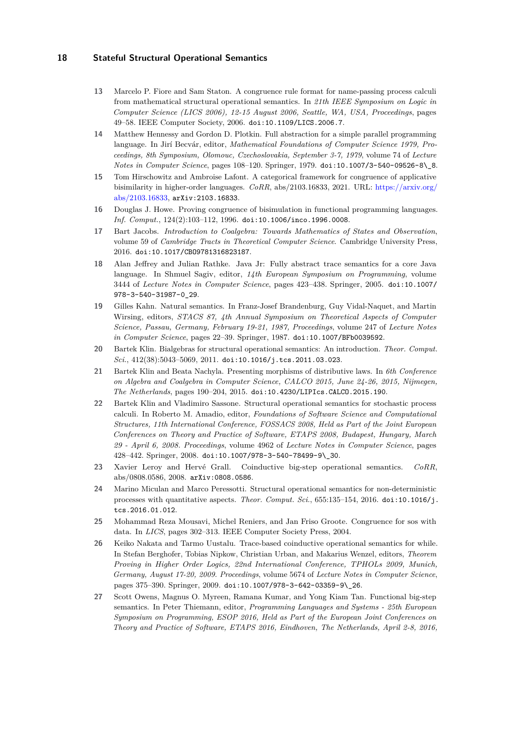13 Marcelo P. Fiore and Sam Staton. A congruence rule format for name-passing process calculi from mathematical structural operational semantics. In *21th IEEE Symposium on Logic in Computer Science (LICS 2006), 12-15 August 2006, Seattle, WA, USA, Proceedings*, pages 49–58. IEEE Computer Society, 2006. doi:10.1109/LICS.2006.7.

14 Matthew Hennessy and Gordon D. Plotkin. Full abstraction for a simple parallel programming language. In Jirí Becvár, editor, *Mathematical Foundations of Computer Science 1979, Proceedings, 8th Symposium, Olomouc, Czechoslovakia, September 3-7, 1979*, volume 74 of *Lecture Notes in Computer Science*, pages 108–120. Springer, 1979. doi:10.1007/3-540-09526-8\_8.

15 Tom Hirschowitz and Ambroise Lafont. A categorical framework for congruence of applicative bisimilarity in higher-order languages. *CoRR*, abs/2103.16833, 2021. URL: https://arxiv.org/abs/2103.16833, arXiv:2103.16833.

16 Douglas J. Howe. Proving congruence of bisimulation in functional programming languages. *Inf. Comput.*, 124(2):103–112, 1996. doi:10.1006/inco.1996.0008.

17 Bart Jacobs. *Introduction to Coalgebra: Towards Mathematics of States and Observation*, volume 59 of *Cambridge Tracts in Theoretical Computer Science*. Cambridge University Press, 2016. doi:10.1017/CBO9781316823187.

18 Alan Jeffrey and Julian Rathke. Java Jr: Fully abstract trace semantics for a core Java language. In Shmuel Sagiv, editor, *14th European Symposium on Programming*, volume 3444 of *Lecture Notes in Computer Science*, pages 423–438. Springer, 2005. doi:10.1007/978-3-540-31987-0_29.

19 Gilles Kahn. Natural semantics. In Franz-Josef Brandenburg, Guy Vidal-Naquet, and Martin Wirsing, editors, *STACS 87, 4th Annual Symposium on Theoretical Aspects of Computer Science, Passau, Germany, February 19-21, 1987, Proceedings*, volume 247 of *Lecture Notes in Computer Science*, pages 22–39. Springer, 1987. doi:10.1007/BFb0039592.

20 Bartek Klin. Bialgebras for structural operational semantics: An introduction. *Theor. Comput. Sci.*, 412(38):5043–5069, 2011. doi:10.1016/j.tcs.2011.03.023.

21 Bartek Klin and Beata Nachyla. Presenting morphisms of distributive laws. In *6th Conference on Algebra and Coalgebra in Computer Science, CALCO 2015, June 24-26, 2015, Nijmegen, The Netherlands*, pages 190–204, 2015. doi:10.4230/LIPIcs.CALCO.2015.190.

22 Bartek Klin and Vladimiro Sassone. Structural operational semantics for stochastic process calculi. In Roberto M. Amadio, editor, *Foundations of Software Science and Computational Structures, 11th International Conference, FOSSACS 2008, Held as Part of the Joint European Conferences on Theory and Practice of Software, ETAPS 2008, Budapest, Hungary, March 29 - April 6, 2008. Proceedings*, volume 4962 of *Lecture Notes in Computer Science*, pages 428–442. Springer, 2008. doi:10.1007/978-3-540-78499-9\_30.

23 Xavier Leroy and Hervé Grall. Coinductive big-step operational semantics. *CoRR*, abs/0808.0586, 2008. arXiv:0808.0586.

24 Marino Miculan and Marco Peressotti. Structural operational semantics for non-deterministic processes with quantitative aspects. *Theor. Comput. Sci.*, 655:135–154, 2016. doi:10.1016/j.tcs.2016.01.012.

25 Mohammad Reza Mousavi, Michel Reniers, and Jan Friso Groote. Congruence for sos with data. In *LICS*, pages 302–313. IEEE Computer Society Press, 2004.

26 Keiko Nakata and Tarmo Uustalu. Trace-based coinductive operational semantics for while. In Stefan Berghofer, Tobias Nipkow, Christian Urban, and Makarius Wenzel, editors, *Theorem Proving in Higher Order Logics, 22nd International Conference, TPHOLs 2009, Munich, Germany, August 17-20, 2009. Proceedings*, volume 5674 of *Lecture Notes in Computer Science*, pages 375–390. Springer, 2009. doi:10.1007/978-3-642-03359-9\_26.

27 Scott Owens, Magnus O. Myreen, Ramana Kumar, and Yong Kiam Tan. Functional big-step semantics. In Peter Thiemann, editor, *Programming Languages and Systems - 25th European Symposium on Programming, ESOP 2016, Held as Part of the European Joint Conferences on Theory and Practice of Software, ETAPS 2016, Eindhoven, The Netherlands, April 2-8, 2016,*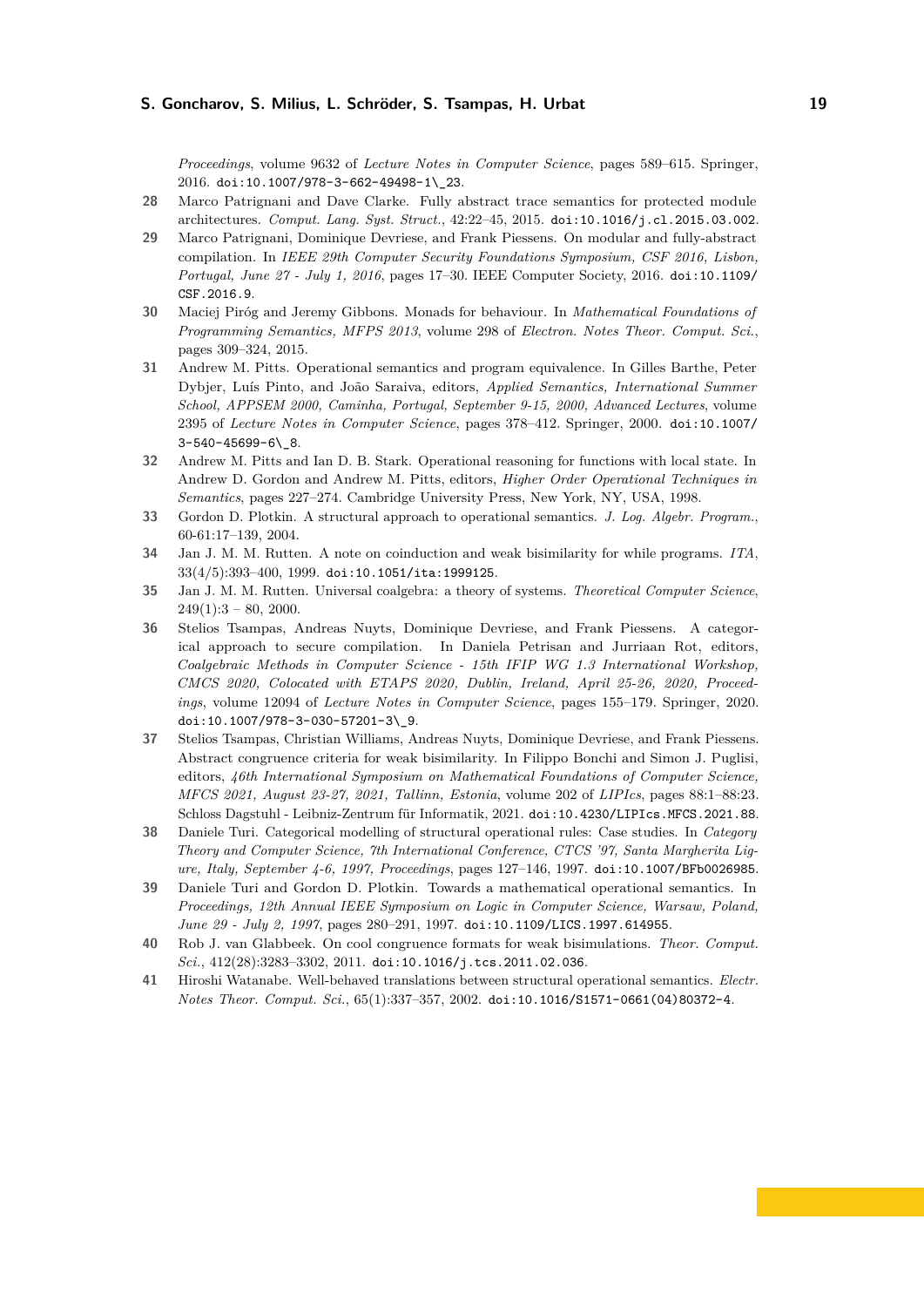*Proceedings*, volume 9632 of *Lecture Notes in Computer Science*, pages 589–615. Springer, 2016. doi:10.1007/978-3-662-49498-1\_23.

28 Marco Patrignani and Dave Clarke. Fully abstract trace semantics for protected module architectures. *Comput. Lang. Syst. Struct.*, 42:22–45, 2015. doi:10.1016/j.cl.2015.03.002.

29 Marco Patrignani, Dominique Devriese, and Frank Piessens. On modular and fully-abstract compilation. In *IEEE 29th Computer Security Foundations Symposium, CSF 2016, Lisbon, Portugal, June 27 - July 1, 2016*, pages 17–30. IEEE Computer Society, 2016. doi:10.1109/CSF.2016.9.

30 Maciej Piróg and Jeremy Gibbons. Monads for behaviour. In *Mathematical Foundations of Programming Semantics, MFPS 2013*, volume 298 of *Electron. Notes Theor. Comput. Sci.*, pages 309–324, 2015.

31 Andrew M. Pitts. Operational semantics and program equivalence. In Gilles Barthe, Peter Dybjer, Luís Pinto, and João Saraiva, editors, *Applied Semantics, International Summer School, APPSEM 2000, Caminha, Portugal, September 9-15, 2000, Advanced Lectures*, volume 2395 of *Lecture Notes in Computer Science*, pages 378–412. Springer, 2000. doi:10.1007/3-540-45699-6\_8.

32 Andrew M. Pitts and Ian D. B. Stark. Operational reasoning for functions with local state. In Andrew D. Gordon and Andrew M. Pitts, editors, *Higher Order Operational Techniques in Semantics*, pages 227–274. Cambridge University Press, New York, NY, USA, 1998.

33 Gordon D. Plotkin. A structural approach to operational semantics. *J. Log. Algebr. Program.*, 60-61:17–139, 2004.

34 Jan J. M. M. Rutten. A note on coinduction and weak bisimilarity for while programs. *ITA*, 33(4/5):393–400, 1999. doi:10.1051/ita:1999125.

35 Jan J. M. M. Rutten. Universal coalgebra: a theory of systems. *Theoretical Computer Science*, 249(1):3 – 80, 2000.

36 Stelios Tsampas, Andreas Nuyts, Dominique Devriese, and Frank Piessens. A categorical approach to secure compilation. In Daniela Petrisan and Jurriaan Rot, editors, *Coalgebraic Methods in Computer Science - 15th IFIP WG 1.3 International Workshop, CMCS 2020, Colocated with ETAPS 2020, Dublin, Ireland, April 25-26, 2020, Proceedings*, volume 12094 of *Lecture Notes in Computer Science*, pages 155–179. Springer, 2020. doi:10.1007/978-3-030-57201-3\_9.

37 Stelios Tsampas, Christian Williams, Andreas Nuyts, Dominique Devriese, and Frank Piessens. Abstract congruence criteria for weak bisimilarity. In Filippo Bonchi and Simon J. Puglisi, editors, *46th International Symposium on Mathematical Foundations of Computer Science, MFCS 2021, August 23-27, 2021, Tallinn, Estonia*, volume 202 of *LIPIcs*, pages 88:1–88:23. Schloss Dagstuhl - Leibniz-Zentrum für Informatik, 2021. doi:10.4230/LIPIcs.MFCS.2021.88.

38 Daniele Turi. Categorical modelling of structural operational rules: Case studies. In *Category Theory and Computer Science, 7th International Conference, CTCS '97, Santa Margherita Ligure, Italy, September 4-6, 1997, Proceedings*, pages 127–146, 1997. doi:10.1007/BFb0026985.

39 Daniele Turi and Gordon D. Plotkin. Towards a mathematical operational semantics. In *Proceedings, 12th Annual IEEE Symposium on Logic in Computer Science, Warsaw, Poland, June 29 - July 2, 1997*, pages 280–291, 1997. doi:10.1109/LICS.1997.614955.

40 Rob J. van Glabbeek. On cool congruence formats for weak bisimulations. *Theor. Comput. Sci.*, 412(28):3283–3302, 2011. doi:10.1016/j.tcs.2011.02.036.

41 Hiroshi Watanabe. Well-behaved translations between structural operational semantics. *Electr. Notes Theor. Comput. Sci.*, 65(1):337–357, 2002. doi:10.1016/S1571-0661(04)80372-4.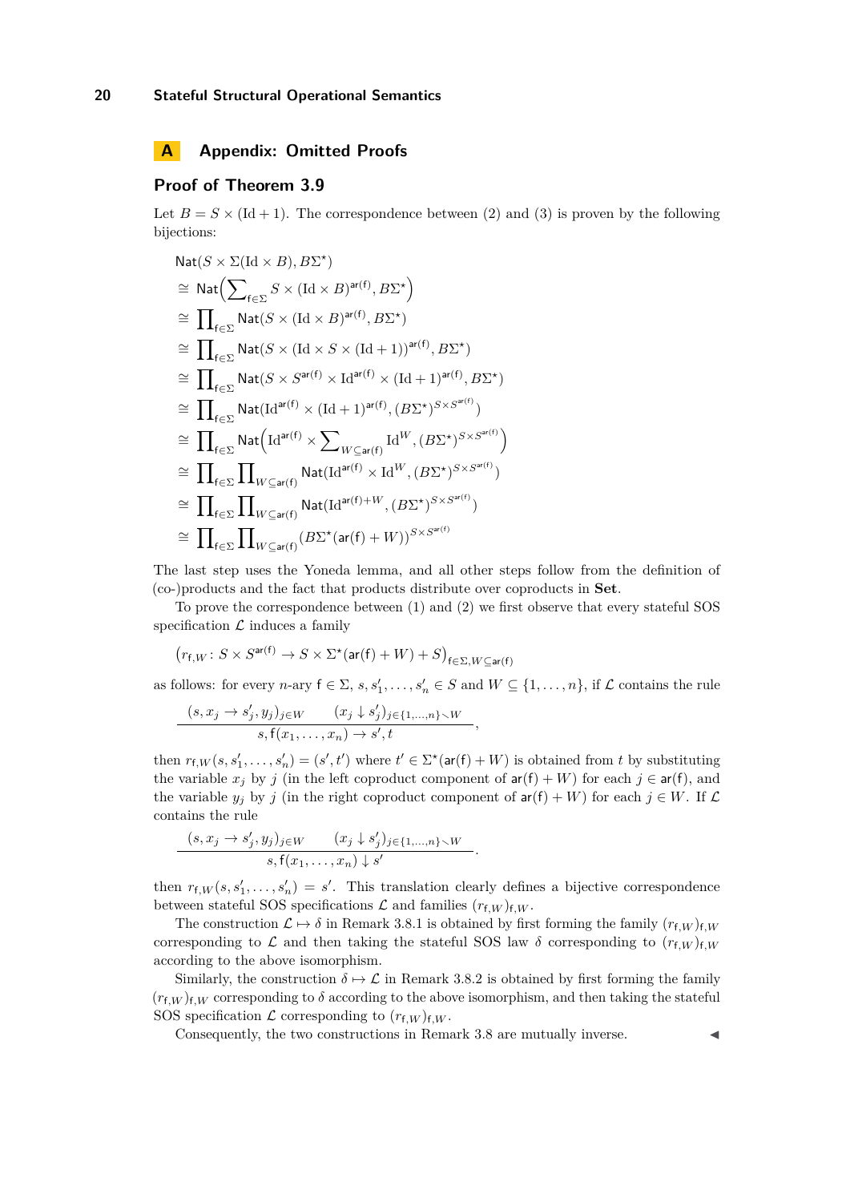# A Appendix: Omitted Proofs

## Proof of Theorem 3.9

Let $B = S \times (\mathrm{Id} + 1)$. The correspondence between (2) and (3) is proven by the following bijections:

$$
\begin{aligned}
&\mathsf{Nat}(S \times \Sigma(\mathrm{Id} \times B), B\Sigma^\star) \\
&\cong \mathsf{Nat}\Big(\textstyle\sum_{\mathsf{f}\in\Sigma} S \times (\mathrm{Id} \times B)^{\mathsf{ar}(\mathsf{f})}, B\Sigma^\star\Big) \\
&\cong \textstyle\prod_{\mathsf{f}\in\Sigma} \mathsf{Nat}(S \times (\mathrm{Id} \times B)^{\mathsf{ar}(\mathsf{f})}, B\Sigma^\star) \\
&\cong \textstyle\prod_{\mathsf{f}\in\Sigma} \mathsf{Nat}(S \times (\mathrm{Id} \times S \times (\mathrm{Id}+1))^{\mathsf{ar}(\mathsf{f})}, B\Sigma^\star) \\
&\cong \textstyle\prod_{\mathsf{f}\in\Sigma} \mathsf{Nat}(S \times S^{\mathsf{ar}(\mathsf{f})} \times \mathrm{Id}^{\mathsf{ar}(\mathsf{f})} \times (\mathrm{Id}+1)^{\mathsf{ar}(\mathsf{f})}, B\Sigma^\star) \\
&\cong \textstyle\prod_{\mathsf{f}\in\Sigma} \mathsf{Nat}(\mathrm{Id}^{\mathsf{ar}(\mathsf{f})} \times (\mathrm{Id}+1)^{\mathsf{ar}(\mathsf{f})}, (B\Sigma^\star)^{S\times S^{\mathsf{ar}(\mathsf{f})}}) \\
&\cong \textstyle\prod_{\mathsf{f}\in\Sigma} \mathsf{Nat}\Big(\mathrm{Id}^{\mathsf{ar}(\mathsf{f})} \times \sum_{W\subseteq\mathsf{ar}(\mathsf{f})} \mathrm{Id}^W, (B\Sigma^\star)^{S\times S^{\mathsf{ar}(\mathsf{f})}}\Big) \\
&\cong \textstyle\prod_{\mathsf{f}\in\Sigma} \prod_{W\subseteq\mathsf{ar}(\mathsf{f})} \mathsf{Nat}(\mathrm{Id}^{\mathsf{ar}(\mathsf{f})} \times \mathrm{Id}^W, (B\Sigma^\star)^{S\times S^{\mathsf{ar}(\mathsf{f})}}) \\
&\cong \textstyle\prod_{\mathsf{f}\in\Sigma} \prod_{W\subseteq\mathsf{ar}(\mathsf{f})} \mathsf{Nat}(\mathrm{Id}^{\mathsf{ar}(\mathsf{f})+W}, (B\Sigma^\star)^{S\times S^{\mathsf{ar}(\mathsf{f})}}) \\
&\cong \textstyle\prod_{\mathsf{f}\in\Sigma} \prod_{W\subseteq\mathsf{ar}(\mathsf{f})} (B\Sigma^\star(\mathsf{ar}(\mathsf{f})+W))^{S\times S^{\mathsf{ar}(\mathsf{f})}}
\end{aligned}
$$

The last step uses the Yoneda lemma, and all other steps follow from the definition of (co-)products and the fact that products distribute over coproducts in **Set**.

To prove the correspondence between (1) and (2) we first observe that every stateful SOS specification $\mathcal{L}$ induces a family

$$\big(r_{\mathsf{f},W} \colon S \times S^{\mathsf{ar}(\mathsf{f})} \to S \times \Sigma^\star(\mathsf{ar}(\mathsf{f})+W) + S\big)_{\mathsf{f}\in\Sigma, W\subseteq\mathsf{ar}(\mathsf{f})}$$

as follows: for every $n$-ary $\mathsf{f} \in \Sigma$, $s, s_1', \ldots, s_n' \in S$ and $W \subseteq \{1, \ldots, n\}$, if $\mathcal{L}$ contains the rule

$$\frac{(s, x_j \to s_j', y_j)_{j\in W} \qquad (x_j \downarrow s_j')_{j\in\{1,\ldots,n\}\smallsetminus W}}{s, \mathsf{f}(x_1, \ldots, x_n) \to s', t},$$

then $r_{\mathsf{f},W}(s, s_1', \ldots, s_n') = (s', t')$ where $t' \in \Sigma^\star(\mathsf{ar}(\mathsf{f}) + W)$ is obtained from $t$ by substituting the variable $x_j$ by $j$ (in the left coproduct component of $\mathsf{ar}(\mathsf{f}) + W$) for each $j \in \mathsf{ar}(\mathsf{f})$, and the variable $y_j$ by $j$ (in the right coproduct component of $\mathsf{ar}(\mathsf{f}) + W$) for each $j \in W$. If $\mathcal{L}$ contains the rule

$$\frac{(s, x_j \to s_j', y_j)_{j\in W} \qquad (x_j \downarrow s_j')_{j\in\{1,\ldots,n\}\smallsetminus W}}{s, \mathsf{f}(x_1, \ldots, x_n) \downarrow s'}.$$

then $r_{\mathsf{f},W}(s, s_1', \ldots, s_n') = s'$. This translation clearly defines a bijective correspondence between stateful SOS specifications $\mathcal{L}$ and families $(r_{\mathsf{f},W})_{\mathsf{f},W}$.

The construction $\mathcal{L} \mapsto \delta$ in Remark 3.8.1 is obtained by first forming the family $(r_{\mathsf{f},W})_{\mathsf{f},W}$ corresponding to $\mathcal{L}$ and then taking the stateful SOS law $\delta$ corresponding to $(r_{\mathsf{f},W})_{\mathsf{f},W}$ according to the above isomorphism.

Similarly, the construction $\delta \mapsto \mathcal{L}$ in Remark 3.8.2 is obtained by first forming the family $(r_{\mathsf{f},W})_{\mathsf{f},W}$ corresponding to $\delta$ according to the above isomorphism, and then taking the stateful SOS specification $\mathcal{L}$ corresponding to $(r_{\mathsf{f},W})_{\mathsf{f},W}$.

Consequently, the two constructions in Remark 3.8 are mutually inverse. ◀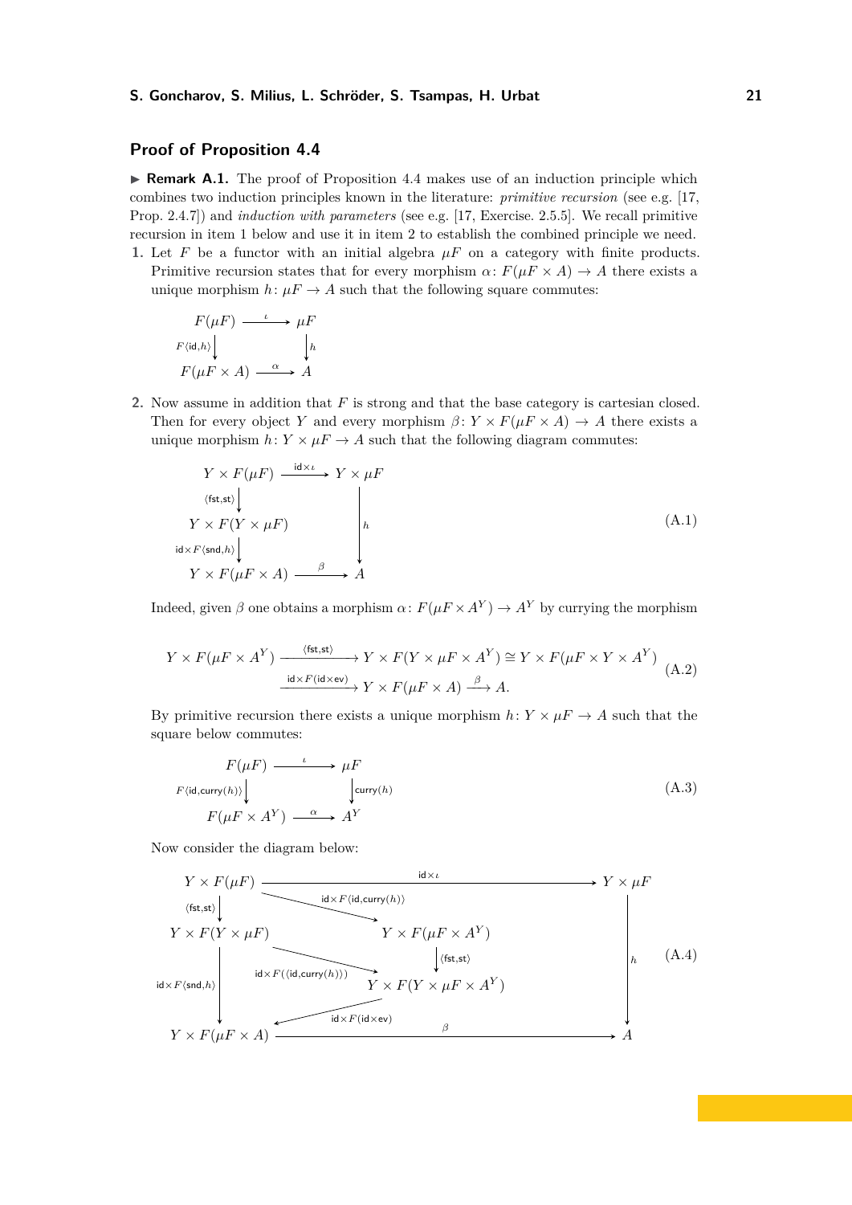## Proof of Proposition 4.4

▶ **Remark A.1.** The proof of Proposition 4.4 makes use of an induction principle which combines two induction principles known in the literature: *primitive recursion* (see e.g. [17, Prop. 2.4.7]) and *induction with parameters* (see e.g. [17, Exercise. 2.5.5]. We recall primitive recursion in item 1 below and use it in item 2 to establish the combined principle we need.

**1.** Let $F$ be a functor with an initial algebra $\mu F$ on a category with finite products. Primitive recursion states that for every morphism $\alpha\colon F(\mu F \times A) \to A$ there exists a unique morphism $h\colon \mu F \to A$ such that the following square commutes:

$$\begin{array}{ccc} F(\mu F) & \xrightarrow{\iota} & \mu F \\ {\scriptstyle F\langle \mathsf{id}, h\rangle}\downarrow & & \downarrow{\scriptstyle h} \\ F(\mu F \times A) & \xrightarrow{\alpha} & A \end{array}$$

**2.** Now assume in addition that $F$ is strong and that the base category is cartesian closed. Then for every object $Y$ and every morphism $\beta\colon Y \times F(\mu F \times A) \to A$ there exists a unique morphism $h\colon Y \times \mu F \to A$ such that the following diagram commutes:

$$\begin{array}{ccc} Y \times F(\mu F) & \xrightarrow{\mathsf{id}\times\iota} & Y \times \mu F \\ {\scriptstyle \langle \mathsf{fst}, \mathsf{st}\rangle}\downarrow & & \\ Y \times F(Y \times \mu F) & & \downarrow{\scriptstyle h} \\ {\scriptstyle \mathsf{id}\times F\langle \mathsf{snd}, h\rangle}\downarrow & & \\ Y \times F(\mu F \times A) & \xrightarrow{\beta} & A \end{array} \tag{A.1}$$

Indeed, given $\beta$ one obtains a morphism $\alpha\colon F(\mu F \times A^Y) \to A^Y$ by currying the morphism

$$\begin{aligned} Y \times F(\mu F \times A^Y) &\xrightarrow{\langle \mathsf{fst}, \mathsf{st}\rangle} Y \times F(Y \times \mu F \times A^Y) \cong Y \times F(\mu F \times Y \times A^Y) \\ &\xrightarrow{\mathsf{id}\times F(\mathsf{id}\times\mathsf{ev})} Y \times F(\mu F \times A) \xrightarrow{\beta} A. \end{aligned} \tag{A.2}$$

By primitive recursion there exists a unique morphism $h\colon Y \times \mu F \to A$ such that the square below commutes:

$$\begin{array}{ccc} F(\mu F) & \xrightarrow{\iota} & \mu F \\ {\scriptstyle F\langle \mathsf{id}, \mathsf{curry}(h)\rangle}\downarrow & & \downarrow{\scriptstyle \mathsf{curry}(h)} \\ F(\mu F \times A^Y) & \xrightarrow{\alpha} & A^Y \end{array} \tag{A.3}$$

Now consider the diagram below:

$$\begin{array}{ccccc} Y \times F(\mu F) & & \xrightarrow{\mathsf{id}\times\iota} & & Y \times \mu F \\ {\scriptstyle \langle \mathsf{fst}, \mathsf{st}\rangle}\downarrow & \searrow^{\mathsf{id}\times F\langle \mathsf{id}, \mathsf{curry}(h)\rangle} & & & \\ Y \times F(Y \times \mu F) & & Y \times F(\mu F \times A^Y) & & \\ & \searrow^{\mathsf{id}\times F(\langle \mathsf{id}, \mathsf{curry}(h)\rangle)} & \downarrow{\scriptstyle \langle \mathsf{fst}, \mathsf{st}\rangle} & & \downarrow{\scriptstyle h} \\ {\scriptstyle \mathsf{id}\times F\langle \mathsf{snd}, h\rangle}\downarrow & & Y \times F(Y \times \mu F \times A^Y) & & \\ & \swarrow_{\mathsf{id}\times F(\mathsf{id}\times\mathsf{ev})} & & & \\ Y \times F(\mu F \times A) & & \xrightarrow{\beta} & & A \end{array} \tag{A.4}$$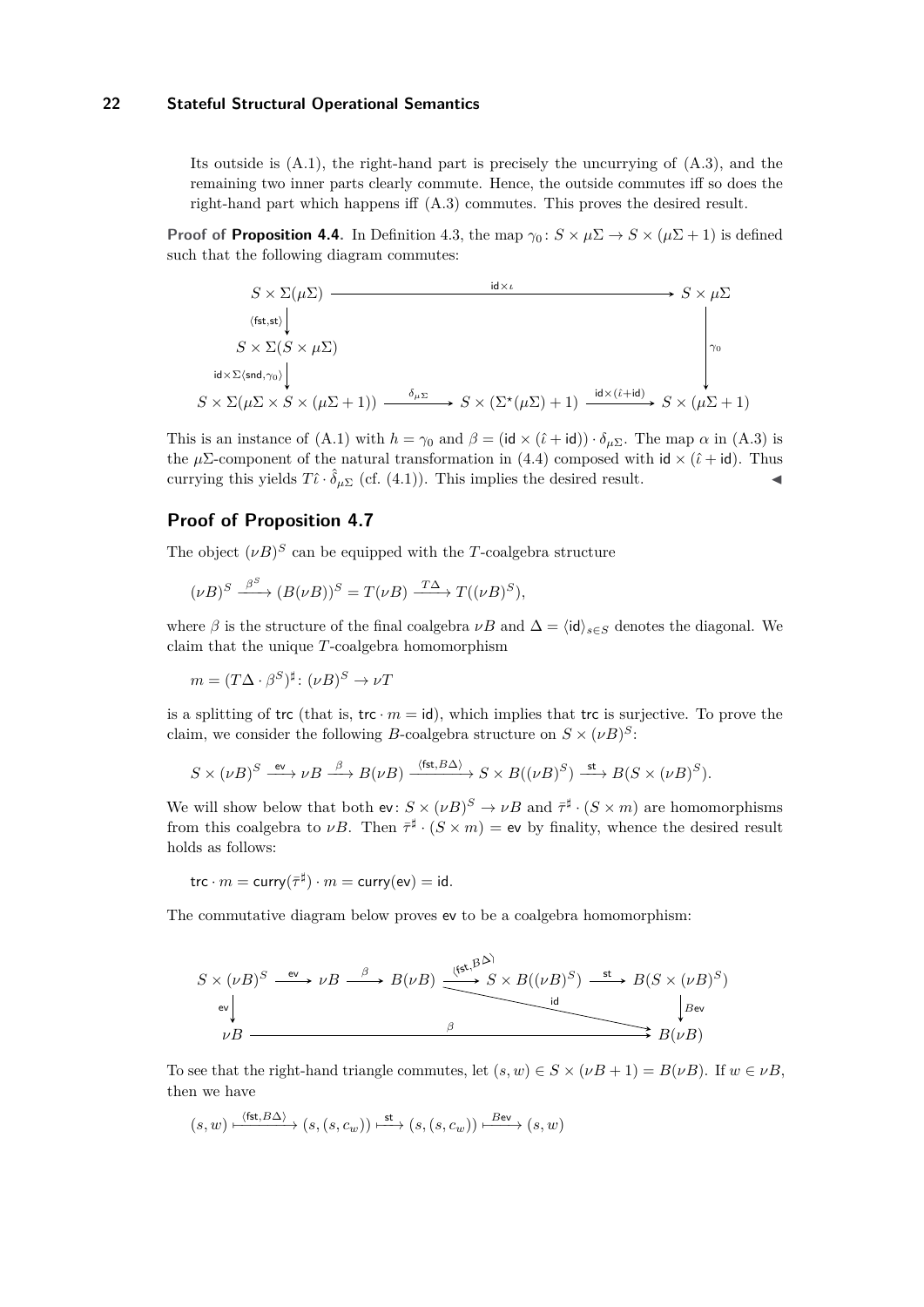Its outside is (A.1), the right-hand part is precisely the uncurrying of (A.3), and the remaining two inner parts clearly commute. Hence, the outside commutes iff so does the right-hand part which happens iff (A.3) commutes. This proves the desired result.

**Proof of Proposition 4.4.** In Definition 4.3, the map $\gamma_0 \colon S \times \mu\Sigma \to S \times (\mu\Sigma + 1)$ is defined such that the following diagram commutes:

$$
\begin{array}{ccccc}
S \times \Sigma(\mu\Sigma) & & \xrightarrow{\mathsf{id} \times \iota} & & S \times \mu\Sigma \\
\downarrow{\scriptstyle \langle \mathsf{fst}, \mathsf{st} \rangle} & & & & \\
S \times \Sigma(S \times \mu\Sigma) & & & & \downarrow{\scriptstyle \gamma_0} \\
\downarrow{\scriptstyle \mathsf{id} \times \Sigma\langle \mathsf{snd}, \gamma_0 \rangle} & & & & \\
S \times \Sigma(\mu\Sigma \times S \times (\mu\Sigma + 1)) & \xrightarrow{\delta_{\mu\Sigma}} & S \times (\Sigma^\star(\mu\Sigma) + 1) & \xrightarrow{\mathsf{id} \times (\hat{\iota} + \mathsf{id})} & S \times (\mu\Sigma + 1)
\end{array}
$$

This is an instance of (A.1) with $h = \gamma_0$ and $\beta = (\mathsf{id} \times (\hat{\iota} + \mathsf{id})) \cdot \delta_{\mu\Sigma}$. The map $\alpha$ in (A.3) is the $\mu\Sigma$-component of the natural transformation in (4.4) composed with $\mathsf{id} \times (\hat{\iota} + \mathsf{id})$. Thus currying this yields $T\hat{\iota} \cdot \hat{\delta}_{\mu\Sigma}$ (cf. (4.1)). This implies the desired result. ◀

## Proof of Proposition 4.7

The object $(\nu B)^S$ can be equipped with the $T$-coalgebra structure

$$(\nu B)^S \xrightarrow{\beta^S} (B(\nu B))^S = T(\nu B) \xrightarrow{T\Delta} T((\nu B)^S),$$

where $\beta$ is the structure of the final coalgebra $\nu B$ and $\Delta = \langle \mathsf{id} \rangle_{s \in S}$ denotes the diagonal. We claim that the unique $T$-coalgebra homomorphism

$$m = (T\Delta \cdot \beta^S)^\sharp \colon (\nu B)^S \to \nu T$$

is a splitting of $\mathsf{trc}$ (that is, $\mathsf{trc} \cdot m = \mathsf{id}$), which implies that $\mathsf{trc}$ is surjective. To prove the claim, we consider the following $B$-coalgebra structure on $S \times (\nu B)^S$:

$$S \times (\nu B)^S \xrightarrow{\mathsf{ev}} \nu B \xrightarrow{\beta} B(\nu B) \xrightarrow{\langle \mathsf{fst}, B\Delta \rangle} S \times B((\nu B)^S) \xrightarrow{\mathsf{st}} B(S \times (\nu B)^S).$$

We will show below that both $\mathsf{ev} \colon S \times (\nu B)^S \to \nu B$ and $\bar{\tau}^\sharp \cdot (S \times m)$ are homomorphisms from this coalgebra to $\nu B$. Then $\bar{\tau}^\sharp \cdot (S \times m) = \mathsf{ev}$ by finality, whence the desired result holds as follows:

$$\mathsf{trc} \cdot m = \mathsf{curry}(\bar{\tau}^\sharp) \cdot m = \mathsf{curry}(\mathsf{ev}) = \mathsf{id}.$$

The commutative diagram below proves $\mathsf{ev}$ to be a coalgebra homomorphism:

$$
\begin{array}{ccccccc}
S \times (\nu B)^S & \xrightarrow{\mathsf{ev}} & \nu B & \xrightarrow{\beta} & B(\nu B) & \xrightarrow{\langle \mathsf{fst}, B\Delta \rangle} S \times B((\nu B)^S) \xrightarrow{\mathsf{st}} & B(S \times (\nu B)^S) \\
\downarrow{\scriptstyle \mathsf{ev}} & & & & & \searrow{\scriptstyle \mathsf{id}} & \downarrow{\scriptstyle B\mathsf{ev}} \\
\nu B & & & \xrightarrow{\beta} & & & B(\nu B)
\end{array}
$$

To see that the right-hand triangle commutes, let $(s, w) \in S \times (\nu B + 1) = B(\nu B)$. If $w \in \nu B$, then we have

$$(s, w) \xmapsto{\langle \mathsf{fst}, B\Delta \rangle} (s, (s, c_w)) \xmapsto{\mathsf{st}} (s, (s, c_w)) \xmapsto{B\mathsf{ev}} (s, w)$$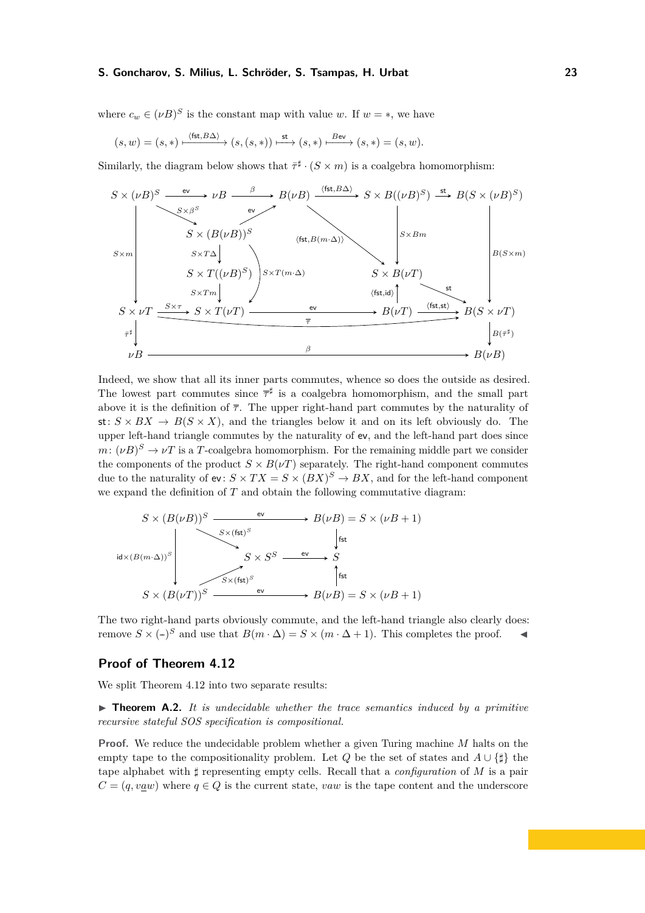where $c_w \in (\nu B)^S$ is the constant map with value $w$. If $w = *$, we have

$$(s, w) = (s, *) \xmapsto{\langle \mathsf{fst}, B\Delta \rangle} (s, (s, *)) \xmapsto{\mathsf{st}} (s, *) \xmapsto{B\mathsf{ev}} (s, *) = (s, w).$$

Similarly, the diagram below shows that $\overline{\tau}^\sharp \cdot (S \times m)$ is a coalgebra homomorphism:

$$
\begin{array}{ccccccccc}
S \times (\nu B)^S & \xrightarrow{\mathsf{ev}} & \nu B & \xrightarrow{\beta} & B(\nu B) & \xrightarrow{\langle \mathsf{fst}, B\Delta \rangle} & S \times B((\nu B)^S) & \xrightarrow{\mathsf{st}} & B(S \times (\nu B)^S) \\
 & \searrow^{S \times \beta^S} & & \nearrow_{\mathsf{ev}} & & \searrow^{\langle \mathsf{fst}, B(m\cdot\Delta) \rangle} & \downarrow{\scriptstyle S \times Bm} & & \\
\downarrow{\scriptstyle S \times m} & & S \times (B(\nu B))^S & & & & S \times B(\nu T) & & \downarrow{\scriptstyle B(S \times m)} \\
 & & \downarrow{\scriptstyle S \times T\Delta} & \searrow{\scriptstyle S \times T(m\cdot\Delta)} & & & \uparrow{\scriptstyle \langle \mathsf{fst}, \mathsf{id} \rangle} & \searrow{\scriptstyle \mathsf{st}} & \\
 & & S \times T((\nu B)^S) & & & & & & \\
 & & \downarrow{\scriptstyle S \times Tm} & & & & & & \\
S \times \nu T & \xrightarrow{S \times \tau} & S \times T(\nu T) & & \xrightarrow{\mathsf{ev}} & & B(\nu T) & \xrightarrow{\langle \mathsf{fst}, \mathsf{st} \rangle} & B(S \times \nu T) \\
 & & & \xrightarrow{\overline{\tau}} & & & & & \\
\downarrow{\scriptstyle \overline{\tau}^\sharp} & & & & & & & & \downarrow{\scriptstyle B(\overline{\tau}^\sharp)} \\
\nu B & & & & \xrightarrow{\beta} & & & & B(\nu B)
\end{array}
$$

Indeed, we show that all its inner parts commutes, whence so does the outside as desired. The lowest part commutes since $\overline{\tau}^\sharp$ is a coalgebra homomorphism, and the small part above it is the definition of $\overline{\tau}$. The upper right-hand part commutes by the naturality of $\mathsf{st}\colon S \times BX \to B(S \times X)$, and the triangles below it and on its left obviously do. The upper left-hand triangle commutes by the naturality of $\mathsf{ev}$, and the left-hand part does since $m\colon (\nu B)^S \to \nu T$ is a $T$-coalgebra homomorphism. For the remaining middle part we consider the components of the product $S \times B(\nu T)$ separately. The right-hand component commutes due to the naturality of $\mathsf{ev}\colon S \times TX = S \times (BX)^S \to BX$, and for the left-hand component we expand the definition of $T$ and obtain the following commutative diagram:

$$
\begin{array}{ccccc}
S \times (B(\nu B))^S & & \xrightarrow{\mathsf{ev}} & & B(\nu B) = S \times (\nu B + 1) \\
 & \searrow^{S \times (\mathsf{fst})^S} & & & \downarrow{\scriptstyle \mathsf{fst}} \\
\downarrow{\scriptstyle \mathsf{id} \times (B(m\cdot\Delta))^S} & & S \times S^S & \xrightarrow{\mathsf{ev}} & S \\
 & \nearrow_{S \times (\mathsf{fst})^S} & & & \uparrow{\scriptstyle \mathsf{fst}} \\
S \times (B(\nu T))^S & & \xrightarrow{\mathsf{ev}} & & B(\nu B) = S \times (\nu B + 1)
\end{array}
$$

The two right-hand parts obviously commute, and the left-hand triangle also clearly does: remove $S \times (\text{-})^S$ and use that $B(m \cdot \Delta) = S \times (m \cdot \Delta + 1)$. This completes the proof. ◀

## Proof of Theorem 4.12

We split Theorem 4.12 into two separate results:

▶ **Theorem A.2.** *It is undecidable whether the trace semantics induced by a primitive recursive stateful SOS specification is compositional.*

**Proof.** We reduce the undecidable problem whether a given Turing machine $M$ halts on the empty tape to the compositionality problem. Let $Q$ be the set of states and $A \cup \{\sharp\}$ the tape alphabet with $\sharp$ representing empty cells. Recall that a *configuration* of $M$ is a pair $C = (q, v\underline{a}w)$ where $q \in Q$ is the current state, $vaw$ is the tape content and the underscore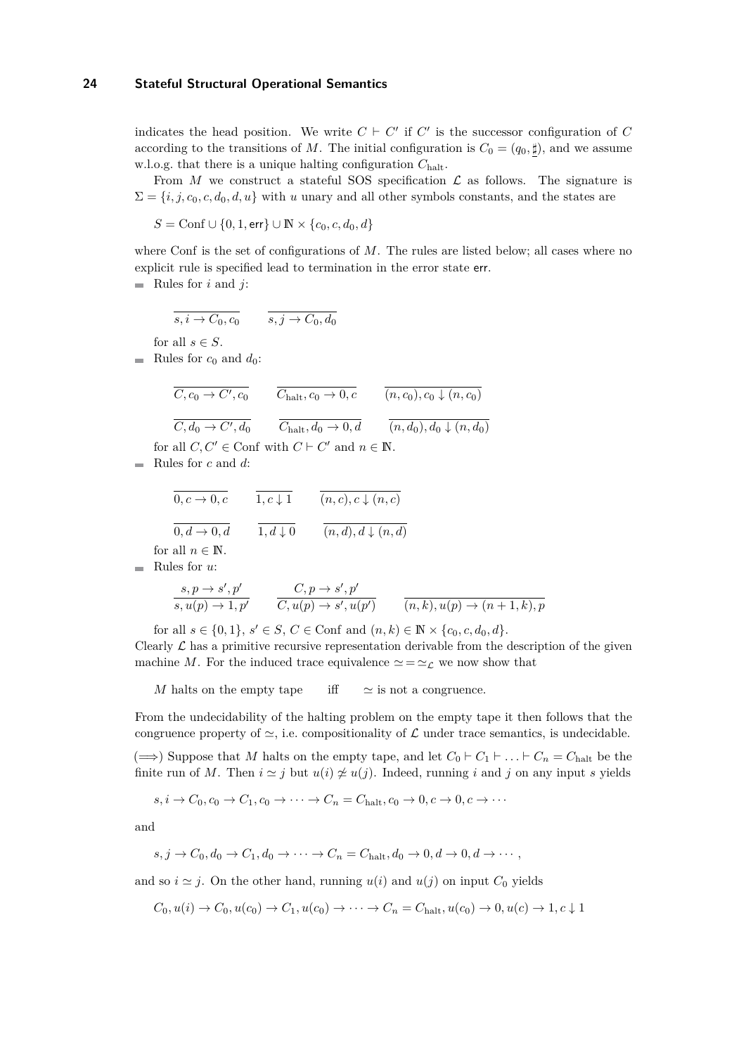indicates the head position. We write $C \vdash C'$ if $C'$ is the successor configuration of $C$ according to the transitions of $M$. The initial configuration is $C_0 = (q_0, \underline{\sharp})$, and we assume w.l.o.g. that there is a unique halting configuration $C_{\text{halt}}$.

From $M$ we construct a stateful SOS specification $\mathcal{L}$ as follows. The signature is $\Sigma = \{i, j, c_0, c, d_0, d, u\}$ with $u$ unary and all other symbols constants, and the states are

$$S = \text{Conf} \cup \{0, 1, \mathsf{err}\} \cup \mathbb{N} \times \{c_0, c, d_0, d\}$$

where Conf is the set of configurations of $M$. The rules are listed below; all cases where no explicit rule is specified lead to termination in the error state $\mathsf{err}$.

- Rules for $i$ and $j$:

$$\frac{}{s, i \to C_0, c_0} \qquad \frac{}{s, j \to C_0, d_0}$$

  for all $s \in S$.

- Rules for $c_0$ and $d_0$:

$$\frac{}{C, c_0 \to C', c_0} \qquad \frac{}{C_{\text{halt}}, c_0 \to 0, c} \qquad \frac{}{(n, c_0), c_0 \downarrow (n, c_0)}$$

$$\frac{}{C, d_0 \to C', d_0} \qquad \frac{}{C_{\text{halt}}, d_0 \to 0, d} \qquad \frac{}{(n, d_0), d_0 \downarrow (n, d_0)}$$

  for all $C, C' \in \text{Conf}$ with $C \vdash C'$ and $n \in \mathbb{N}$.

- Rules for $c$ and $d$:

$$\frac{}{0, c \to 0, c} \qquad \frac{}{1, c \downarrow 1} \qquad \frac{}{(n, c), c \downarrow (n, c)}$$

$$\frac{}{0, d \to 0, d} \qquad \frac{}{1, d \downarrow 0} \qquad \frac{}{(n, d), d \downarrow (n, d)}$$

  for all $n \in \mathbb{N}$.

- Rules for $u$:

$$\frac{s, p \to s', p'}{s, u(p) \to 1, p'} \qquad \frac{C, p \to s', p'}{C, u(p) \to s', u(p')} \qquad \frac{}{(n, k), u(p) \to (n+1, k), p}$$

  for all $s \in \{0, 1\}$, $s' \in S$, $C \in \text{Conf}$ and $(n, k) \in \mathbb{N} \times \{c_0, c, d_0, d\}$.

Clearly $\mathcal{L}$ has a primitive recursive representation derivable from the description of the given machine $M$. For the induced trace equivalence $\simeq = \simeq_{\mathcal{L}}$ we now show that

$$M \text{ halts on the empty tape} \quad \text{iff} \quad \simeq \text{ is not a congruence.}$$

From the undecidability of the halting problem on the empty tape it then follows that the congruence property of $\simeq$, i.e. compositionality of $\mathcal{L}$ under trace semantics, is undecidable.

($\Longrightarrow$) Suppose that $M$ halts on the empty tape, and let $C_0 \vdash C_1 \vdash \ldots \vdash C_n = C_{\text{halt}}$ be the finite run of $M$. Then $i \simeq j$ but $u(i) \not\simeq u(j)$. Indeed, running $i$ and $j$ on any input $s$ yields

$$s, i \to C_0, c_0 \to C_1, c_0 \to \cdots \to C_n = C_{\text{halt}}, c_0 \to 0, c \to 0, c \to \cdots$$

and

$$s, j \to C_0, d_0 \to C_1, d_0 \to \cdots \to C_n = C_{\text{halt}}, d_0 \to 0, d \to 0, d \to \cdots,$$

and so $i \simeq j$. On the other hand, running $u(i)$ and $u(j)$ on input $C_0$ yields

$$C_0, u(i) \to C_0, u(c_0) \to C_1, u(c_0) \to \cdots \to C_n = C_{\text{halt}}, u(c_0) \to 0, u(c) \to 1, c \downarrow 1$$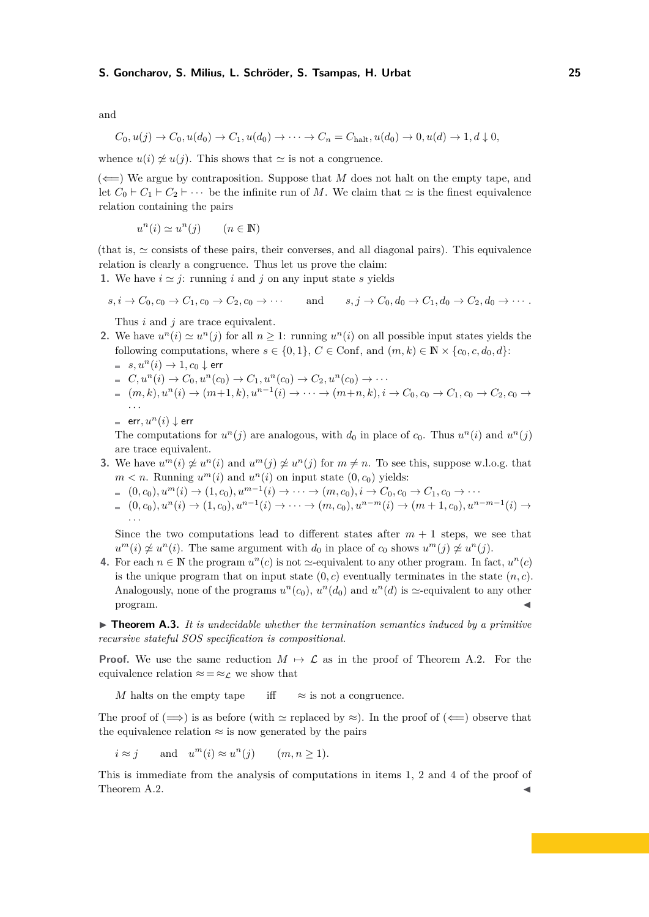and

$$C_0, u(j) \to C_0, u(d_0) \to C_1, u(d_0) \to \cdots \to C_n = C_{\mathsf{halt}}, u(d_0) \to 0, u(d) \to 1, d \downarrow 0,$$

whence $u(i) \not\simeq u(j)$. This shows that $\simeq$ is not a congruence.

($\Longleftarrow$) We argue by contraposition. Suppose that $M$ does not halt on the empty tape, and let $C_0 \vdash C_1 \vdash C_2 \vdash \cdots$ be the infinite run of $M$. We claim that $\simeq$ is the finest equivalence relation containing the pairs

$$u^n(i) \simeq u^n(j) \qquad (n \in \mathbb{N})$$

(that is, $\simeq$ consists of these pairs, their converses, and all diagonal pairs). This equivalence relation is clearly a congruence. Thus let us prove the claim:

1. We have $i \simeq j$: running $i$ and $j$ on any input state $s$ yields

   $$s, i \to C_0, c_0 \to C_1, c_0 \to C_2, c_0 \to \cdots \qquad \text{and} \qquad s, j \to C_0, d_0 \to C_1, d_0 \to C_2, d_0 \to \cdots.$$

   Thus $i$ and $j$ are trace equivalent.
2. We have $u^n(i) \simeq u^n(j)$ for all $n \geq 1$: running $u^n(i)$ on all possible input states yields the following computations, where $s \in \{0,1\}$, $C \in \mathsf{Conf}$, and $(m,k) \in \mathbb{N} \times \{c_0, c, d_0, d\}$:
   - $s, u^n(i) \to 1, c_0 \downarrow \mathsf{err}$
   - $C, u^n(i) \to C_0, u^n(c_0) \to C_1, u^n(c_0) \to C_2, u^n(c_0) \to \cdots$
   - $(m,k), u^n(i) \to (m{+}1, k), u^{n-1}(i) \to \cdots \to (m{+}n, k), i \to C_0, c_0 \to C_1, c_0 \to C_2, c_0 \to \cdots$
   - $\mathsf{err}, u^n(i) \downarrow \mathsf{err}$

   The computations for $u^n(j)$ are analogous, with $d_0$ in place of $c_0$. Thus $u^n(i)$ and $u^n(j)$ are trace equivalent.
3. We have $u^m(i) \not\simeq u^n(i)$ and $u^m(j) \not\simeq u^n(j)$ for $m \neq n$. To see this, suppose w.l.o.g. that $m < n$. Running $u^m(i)$ and $u^n(i)$ on input state $(0, c_0)$ yields:
   - $(0, c_0), u^m(i) \to (1, c_0), u^{m-1}(i) \to \cdots \to (m, c_0), i \to C_0, c_0 \to C_1, c_0 \to \cdots$
   - $(0, c_0), u^n(i) \to (1, c_0), u^{n-1}(i) \to \cdots \to (m, c_0), u^{n-m}(i) \to (m+1, c_0), u^{n-m-1}(i) \to \cdots$

   Since the two computations lead to different states after $m+1$ steps, we see that $u^m(i) \not\simeq u^n(i)$. The same argument with $d_0$ in place of $c_0$ shows $u^m(j) \not\simeq u^n(j)$.
4. For each $n \in \mathbb{N}$ the program $u^n(c)$ is not $\simeq$-equivalent to any other program. In fact, $u^n(c)$ is the unique program that on input state $(0, c)$ eventually terminates in the state $(n, c)$. Analogously, none of the programs $u^n(c_0)$, $u^n(d_0)$ and $u^n(d)$ is $\simeq$-equivalent to any other program. ◀

▶ **Theorem A.3.** *It is undecidable whether the termination semantics induced by a primitive recursive stateful SOS specification is compositional.*

**Proof.** We use the same reduction $M \mapsto \mathcal{L}$ as in the proof of Theorem A.2. For the equivalence relation $\approx = \approx_{\mathcal{L}}$ we show that

$$M \text{ halts on the empty tape} \qquad \text{iff} \qquad \approx \text{ is not a congruence.}$$

The proof of ($\Longrightarrow$) is as before (with $\simeq$ replaced by $\approx$). In the proof of ($\Longleftarrow$) observe that the equivalence relation $\approx$ is now generated by the pairs

$$i \approx j \qquad \text{and} \qquad u^m(i) \approx u^n(j) \qquad (m, n \geq 1).$$

This is immediate from the analysis of computations in items 1, 2 and 4 of the proof of Theorem A.2. ◀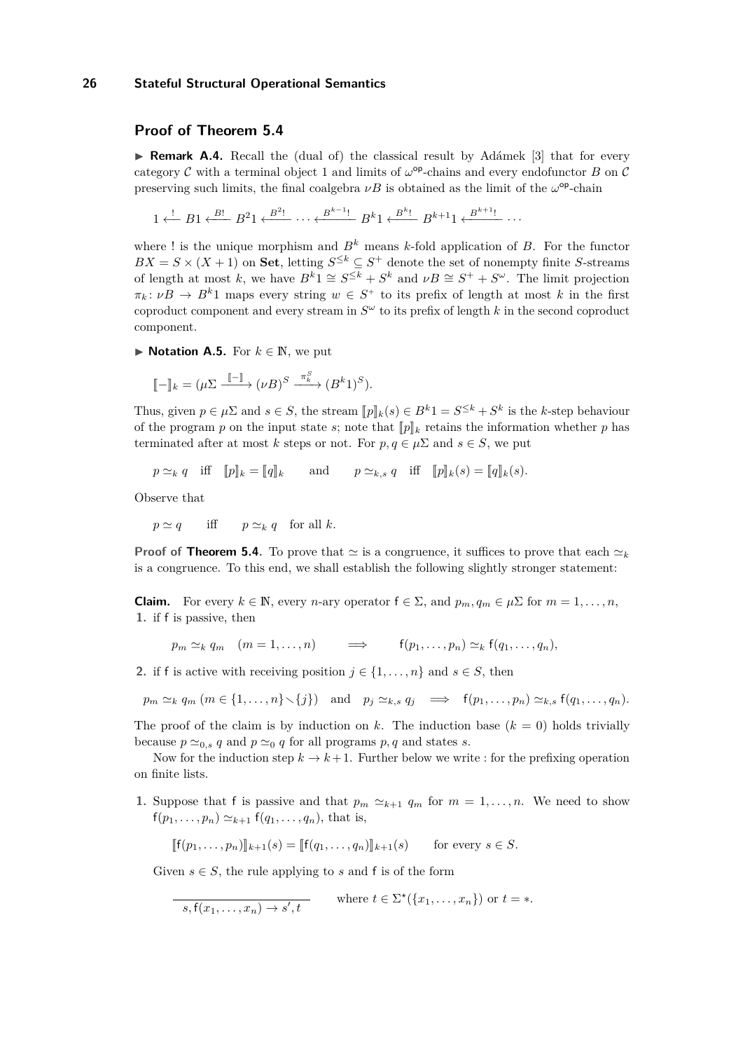## Proof of Theorem 5.4

▶ **Remark A.4.** Recall the (dual of) the classical result by Adámek [3] that for every category $\mathcal{C}$ with a terminal object 1 and limits of $\omega^{\mathsf{op}}$-chains and every endofunctor $B$ on $\mathcal{C}$ preserving such limits, the final coalgebra $\nu B$ is obtained as the limit of the $\omega^{\mathsf{op}}$-chain

$$1 \xleftarrow{\;!\;} B1 \xleftarrow{\;B!\;} B^2 1 \xleftarrow{\;B^2!\;} \cdots \xleftarrow{\;B^{k-1}!\;} B^k 1 \xleftarrow{\;B^k!\;} B^{k+1} 1 \xleftarrow{\;B^{k+1}!\;} \cdots$$

where ! is the unique morphism and $B^k$ means $k$-fold application of $B$. For the functor $BX = S \times (X+1)$ on **Set**, letting $S^{\leq k} \subseteq S^+$ denote the set of nonempty finite $S$-streams of length at most $k$, we have $B^k 1 \cong S^{\leq k} + S^k$ and $\nu B \cong S^+ + S^\omega$. The limit projection $\pi_k \colon \nu B \to B^k 1$ maps every string $w \in S^+$ to its prefix of length at most $k$ in the first coproduct component and every stream in $S^\omega$ to its prefix of length $k$ in the second coproduct component.

▶ **Notation A.5.** For $k \in \mathbb{N}$, we put

$$[\![-]\!]_k = (\mu\Sigma \xrightarrow{\;[\![-]\!]\;} (\nu B)^S \xrightarrow{\;\pi_k^S\;} (B^k 1)^S).$$

Thus, given $p \in \mu\Sigma$ and $s \in S$, the stream $[\![p]\!]_k(s) \in B^k 1 = S^{\leq k} + S^k$ is the $k$-step behaviour of the program $p$ on the input state $s$; note that $[\![p]\!]_k$ retains the information whether $p$ has terminated after at most $k$ steps or not. For $p, q \in \mu\Sigma$ and $s \in S$, we put

$$p \simeq_k q \quad \text{iff} \quad [\![p]\!]_k = [\![q]\!]_k \qquad \text{and} \qquad p \simeq_{k,s} q \quad \text{iff} \quad [\![p]\!]_k(s) = [\![q]\!]_k(s).$$

Observe that

$$p \simeq q \qquad \text{iff} \qquad p \simeq_k q \quad \text{for all } k.$$

**Proof of Theorem 5.4.** To prove that $\simeq$ is a congruence, it suffices to prove that each $\simeq_k$ is a congruence. To this end, we shall establish the following slightly stronger statement:

**Claim.** For every $k \in \mathbb{N}$, every $n$-ary operator $\mathsf{f} \in \Sigma$, and $p_m, q_m \in \mu\Sigma$ for $m = 1, \ldots, n$,

1. if $\mathsf{f}$ is passive, then

$$p_m \simeq_k q_m \quad (m = 1, \ldots, n) \qquad \Longrightarrow \qquad \mathsf{f}(p_1, \ldots, p_n) \simeq_k \mathsf{f}(q_1, \ldots, q_n),$$

2. if $\mathsf{f}$ is active with receiving position $j \in \{1, \ldots, n\}$ and $s \in S$, then

$$p_m \simeq_k q_m \; (m \in \{1, \ldots, n\} \smallsetminus \{j\}) \quad \text{and} \quad p_j \simeq_{k,s} q_j \quad \Longrightarrow \quad \mathsf{f}(p_1, \ldots, p_n) \simeq_{k,s} \mathsf{f}(q_1, \ldots, q_n).$$

The proof of the claim is by induction on $k$. The induction base ($k = 0$) holds trivially because $p \simeq_{0,s} q$ and $p \simeq_0 q$ for all programs $p, q$ and states $s$.

Now for the induction step $k \to k+1$. Further below we write : for the prefixing operation on finite lists.

1. Suppose that $\mathsf{f}$ is passive and that $p_m \simeq_{k+1} q_m$ for $m = 1, \ldots, n$. We need to show $\mathsf{f}(p_1, \ldots, p_n) \simeq_{k+1} \mathsf{f}(q_1, \ldots, q_n)$, that is,

$$[\![\mathsf{f}(p_1, \ldots, p_n)]\!]_{k+1}(s) = [\![\mathsf{f}(q_1, \ldots, q_n)]\!]_{k+1}(s) \qquad \text{for every } s \in S.$$

Given $s \in S$, the rule applying to $s$ and $\mathsf{f}$ is of the form

$$\frac{}{s, \mathsf{f}(x_1, \ldots, x_n) \to s', t} \qquad \text{where } t \in \Sigma^\star(\{x_1, \ldots, x_n\}) \text{ or } t = *.$$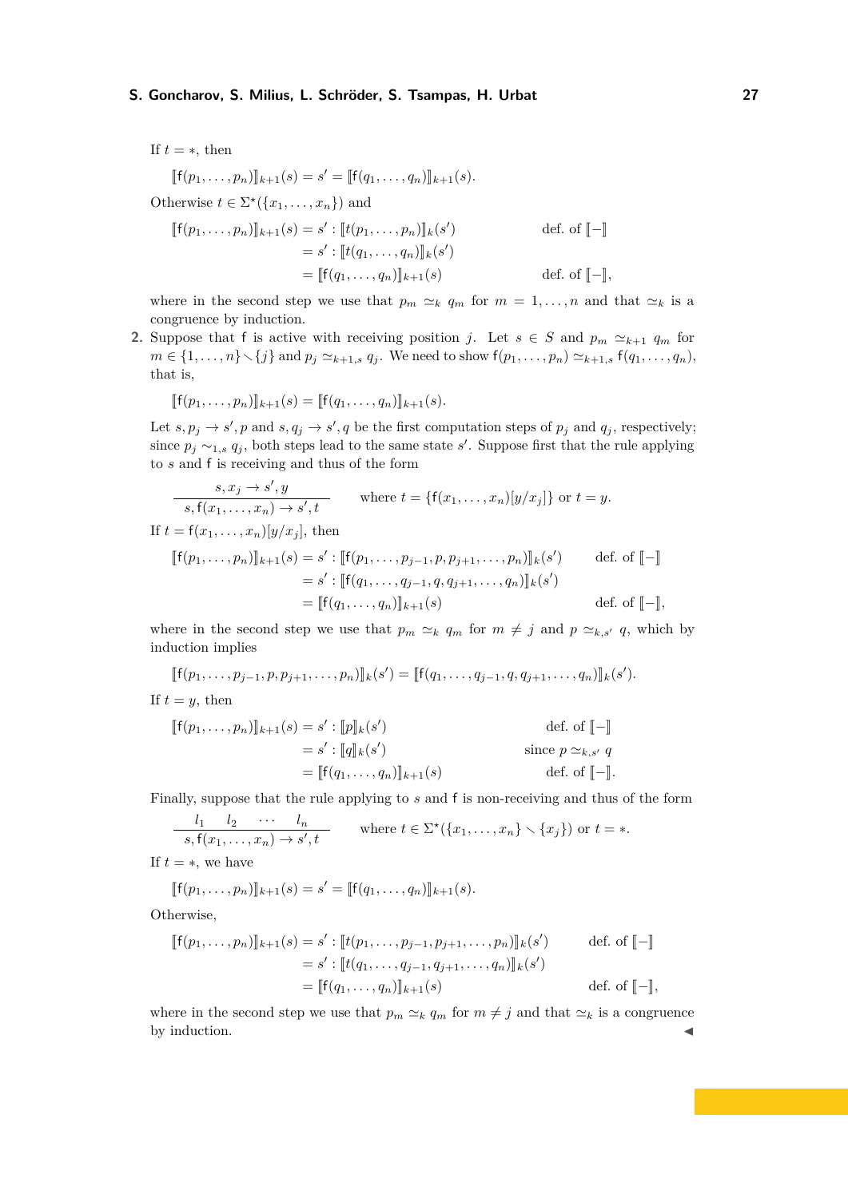If $t = *$, then

$$[\![\mathsf{f}(p_1,\dots,p_n)]\!]_{k+1}(s) = s' = [\![\mathsf{f}(q_1,\dots,q_n)]\!]_{k+1}(s).$$

Otherwise $t \in \Sigma^\star(\{x_1,\dots,x_n\})$ and

$$\begin{aligned}
[\![\mathsf{f}(p_1,\dots,p_n)]\!]_{k+1}(s) &= s' : [\![t(p_1,\dots,p_n)]\!]_k(s') && \text{def. of } [\![-]\!] \\
&= s' : [\![t(q_1,\dots,q_n)]\!]_k(s') \\
&= [\![\mathsf{f}(q_1,\dots,q_n)]\!]_{k+1}(s) && \text{def. of } [\![-]\!],
\end{aligned}$$

where in the second step we use that $p_m \simeq_k q_m$ for $m = 1,\dots,n$ and that $\simeq_k$ is a congruence by induction.

**2.** Suppose that $\mathsf{f}$ is active with receiving position $j$. Let $s \in S$ and $p_m \simeq_{k+1} q_m$ for $m \in \{1,\dots,n\} \smallsetminus \{j\}$ and $p_j \simeq_{k+1,s} q_j$. We need to show $\mathsf{f}(p_1,\dots,p_n) \simeq_{k+1,s} \mathsf{f}(q_1,\dots,q_n)$, that is,

$$[\![\mathsf{f}(p_1,\dots,p_n)]\!]_{k+1}(s) = [\![\mathsf{f}(q_1,\dots,q_n)]\!]_{k+1}(s).$$

Let $s, p_j \to s', p$ and $s, q_j \to s', q$ be the first computation steps of $p_j$ and $q_j$, respectively; since $p_j \sim_{1,s} q_j$, both steps lead to the same state $s'$. Suppose first that the rule applying to $s$ and $\mathsf{f}$ is receiving and thus of the form

$$\frac{s, x_j \to s', y}{s, \mathsf{f}(x_1,\dots,x_n) \to s', t} \qquad \text{where } t = \{\mathsf{f}(x_1,\dots,x_n)[y/x_j]\} \text{ or } t = y.$$

If $t = \mathsf{f}(x_1,\dots,x_n)[y/x_j]$, then

$$\begin{aligned}
[\![\mathsf{f}(p_1,\dots,p_n)]\!]_{k+1}(s) &= s' : [\![\mathsf{f}(p_1,\dots,p_{j-1},p,p_{j+1},\dots,p_n)]\!]_k(s') && \text{def. of } [\![-]\!] \\
&= s' : [\![\mathsf{f}(q_1,\dots,q_{j-1},q,q_{j+1},\dots,q_n)]\!]_k(s') \\
&= [\![\mathsf{f}(q_1,\dots,q_n)]\!]_{k+1}(s) && \text{def. of } [\![-]\!],
\end{aligned}$$

where in the second step we use that $p_m \simeq_k q_m$ for $m \neq j$ and $p \simeq_{k,s'} q$, which by induction implies

$$[\![\mathsf{f}(p_1,\dots,p_{j-1},p,p_{j+1},\dots,p_n)]\!]_k(s') = [\![\mathsf{f}(q_1,\dots,q_{j-1},q,q_{j+1},\dots,q_n)]\!]_k(s').$$

If $t = y$, then

$$\begin{aligned}
[\![\mathsf{f}(p_1,\dots,p_n)]\!]_{k+1}(s) &= s' : [\![p]\!]_k(s') && \text{def. of } [\![-]\!] \\
&= s' : [\![q]\!]_k(s') && \text{since } p \simeq_{k,s'} q \\
&= [\![\mathsf{f}(q_1,\dots,q_n)]\!]_{k+1}(s) && \text{def. of } [\![-]\!].
\end{aligned}$$

Finally, suppose that the rule applying to $s$ and $\mathsf{f}$ is non-receiving and thus of the form

$$\frac{l_1 \quad l_2 \quad \cdots \quad l_n}{s, \mathsf{f}(x_1,\dots,x_n) \to s', t} \qquad \text{where } t \in \Sigma^\star(\{x_1,\dots,x_n\} \smallsetminus \{x_j\}) \text{ or } t = *.$$

If $t = *$, we have

$$[\![\mathsf{f}(p_1,\dots,p_n)]\!]_{k+1}(s) = s' = [\![\mathsf{f}(q_1,\dots,q_n)]\!]_{k+1}(s).$$

Otherwise,

$$\begin{aligned}
[\![\mathsf{f}(p_1,\dots,p_n)]\!]_{k+1}(s) &= s' : [\![t(p_1,\dots,p_{j-1},p_{j+1},\dots,p_n)]\!]_k(s') && \text{def. of } [\![-]\!] \\
&= s' : [\![t(q_1,\dots,q_{j-1},q_{j+1},\dots,q_n)]\!]_k(s') \\
&= [\![\mathsf{f}(q_1,\dots,q_n)]\!]_{k+1}(s) && \text{def. of } [\![-]\!],
\end{aligned}$$

where in the second step we use that $p_m \simeq_k q_m$ for $m \neq j$ and that $\simeq_k$ is a congruence by induction. ◀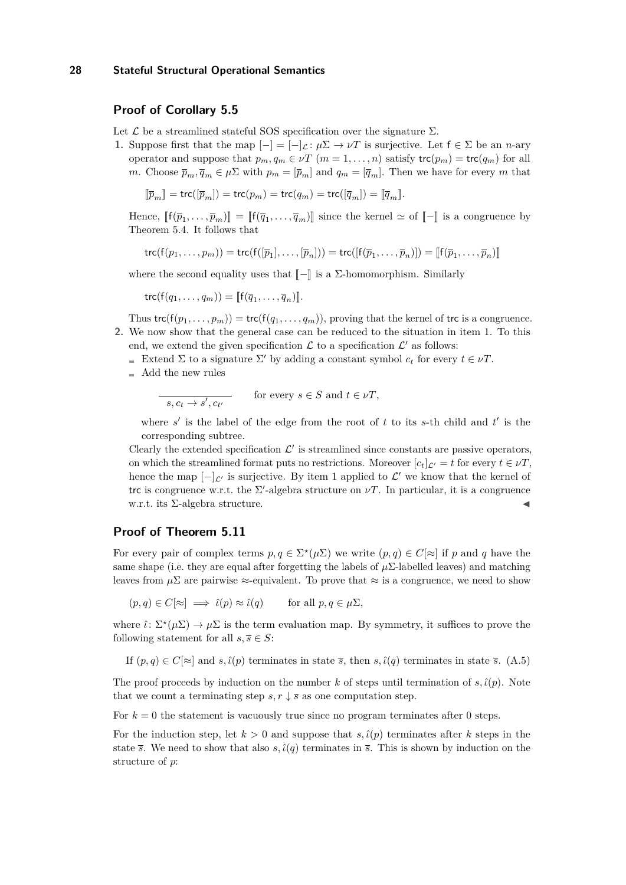## Proof of Corollary 5.5

Let $\mathcal{L}$ be a streamlined stateful SOS specification over the signature $\Sigma$.

1. Suppose first that the map $[-] = [-]_{\mathcal{L}} \colon \mu\Sigma \to \nu T$ is surjective. Let $\mathsf{f} \in \Sigma$ be an $n$-ary operator and suppose that $p_m, q_m \in \nu T$ $(m = 1, \ldots, n)$ satisfy $\mathsf{trc}(p_m) = \mathsf{trc}(q_m)$ for all $m$. Choose $\overline{p}_m, \overline{q}_m \in \mu\Sigma$ with $p_m = [\overline{p}_m]$ and $q_m = [\overline{q}_m]$. Then we have for every $m$ that

   $$[\![\overline{p}_m]\!] = \mathsf{trc}([\overline{p}_m]) = \mathsf{trc}(p_m) = \mathsf{trc}(q_m) = \mathsf{trc}([\overline{q}_m]) = [\![\overline{q}_m]\!].$$

   Hence, $[\![\mathsf{f}(\overline{p}_1, \ldots, \overline{p}_m)]\!] = [\![\mathsf{f}(\overline{q}_1, \ldots, \overline{q}_m)]\!]$ since the kernel $\simeq$ of $[\![-]\!]$ is a congruence by Theorem 5.4. It follows that

   $$\mathsf{trc}(\mathsf{f}(p_1, \ldots, p_m)) = \mathsf{trc}(\mathsf{f}([\overline{p}_1], \ldots, [\overline{p}_n])) = \mathsf{trc}([\mathsf{f}(\overline{p}_1, \ldots, \overline{p}_n)]) = [\![\mathsf{f}(\overline{p}_1, \ldots, \overline{p}_n)]\!]$$

   where the second equality uses that $[\![-]\!]$ is a $\Sigma$-homomorphism. Similarly

   $$\mathsf{trc}(\mathsf{f}(q_1, \ldots, q_m)) = [\![\mathsf{f}(\overline{q}_1, \ldots, \overline{q}_n)]\!].$$

   Thus $\mathsf{trc}(\mathsf{f}(p_1, \ldots, p_m)) = \mathsf{trc}(\mathsf{f}(q_1, \ldots, q_m))$, proving that the kernel of $\mathsf{trc}$ is a congruence.

2. We now show that the general case can be reduced to the situation in item 1. To this end, we extend the given specification $\mathcal{L}$ to a specification $\mathcal{L}'$ as follows:
   - Extend $\Sigma$ to a signature $\Sigma'$ by adding a constant symbol $c_t$ for every $t \in \nu T$.
   - Add the new rules

     $$\frac{}{s, c_t \to s', c_{t'}} \qquad \text{for every } s \in S \text{ and } t \in \nu T,$$

     where $s'$ is the label of the edge from the root of $t$ to its $s$-th child and $t'$ is the corresponding subtree.

   Clearly the extended specification $\mathcal{L}'$ is streamlined since constants are passive operators, on which the streamlined format puts no restrictions. Moreover $[c_t]_{\mathcal{L}'} = t$ for every $t \in \nu T$, hence the map $[-]_{\mathcal{L}'}$ is surjective. By item 1 applied to $\mathcal{L}'$ we know that the kernel of $\mathsf{trc}$ is congruence w.r.t. the $\Sigma'$-algebra structure on $\nu T$. In particular, it is a congruence w.r.t. its $\Sigma$-algebra structure. ◂

## Proof of Theorem 5.11

For every pair of complex terms $p, q \in \Sigma^\star(\mu\Sigma)$ we write $(p, q) \in C[\approx]$ if $p$ and $q$ have the same shape (i.e. they are equal after forgetting the labels of $\mu\Sigma$-labelled leaves) and matching leaves from $\mu\Sigma$ are pairwise $\approx$-equivalent. To prove that $\approx$ is a congruence, we need to show

$$(p, q) \in C[\approx] \implies \hat{\iota}(p) \approx \hat{\iota}(q) \qquad \text{for all } p, q \in \mu\Sigma,$$

where $\hat{\iota} \colon \Sigma^\star(\mu\Sigma) \to \mu\Sigma$ is the term evaluation map. By symmetry, it suffices to prove the following statement for all $s, \overline{s} \in S$:

If $(p, q) \in C[\approx]$ and $s, \hat{\iota}(p)$ terminates in state $\overline{s}$, then $s, \hat{\iota}(q)$ terminates in state $\overline{s}$. (A.5)

The proof proceeds by induction on the number $k$ of steps until termination of $s, \hat{\iota}(p)$. Note that we count a terminating step $s, r \downarrow \overline{s}$ as one computation step.

For $k = 0$ the statement is vacuously true since no program terminates after 0 steps.

For the induction step, let $k > 0$ and suppose that $s, \hat{\iota}(p)$ terminates after $k$ steps in the state $\overline{s}$. We need to show that also $s, \hat{\iota}(q)$ terminates in $\overline{s}$. This is shown by induction on the structure of $p$: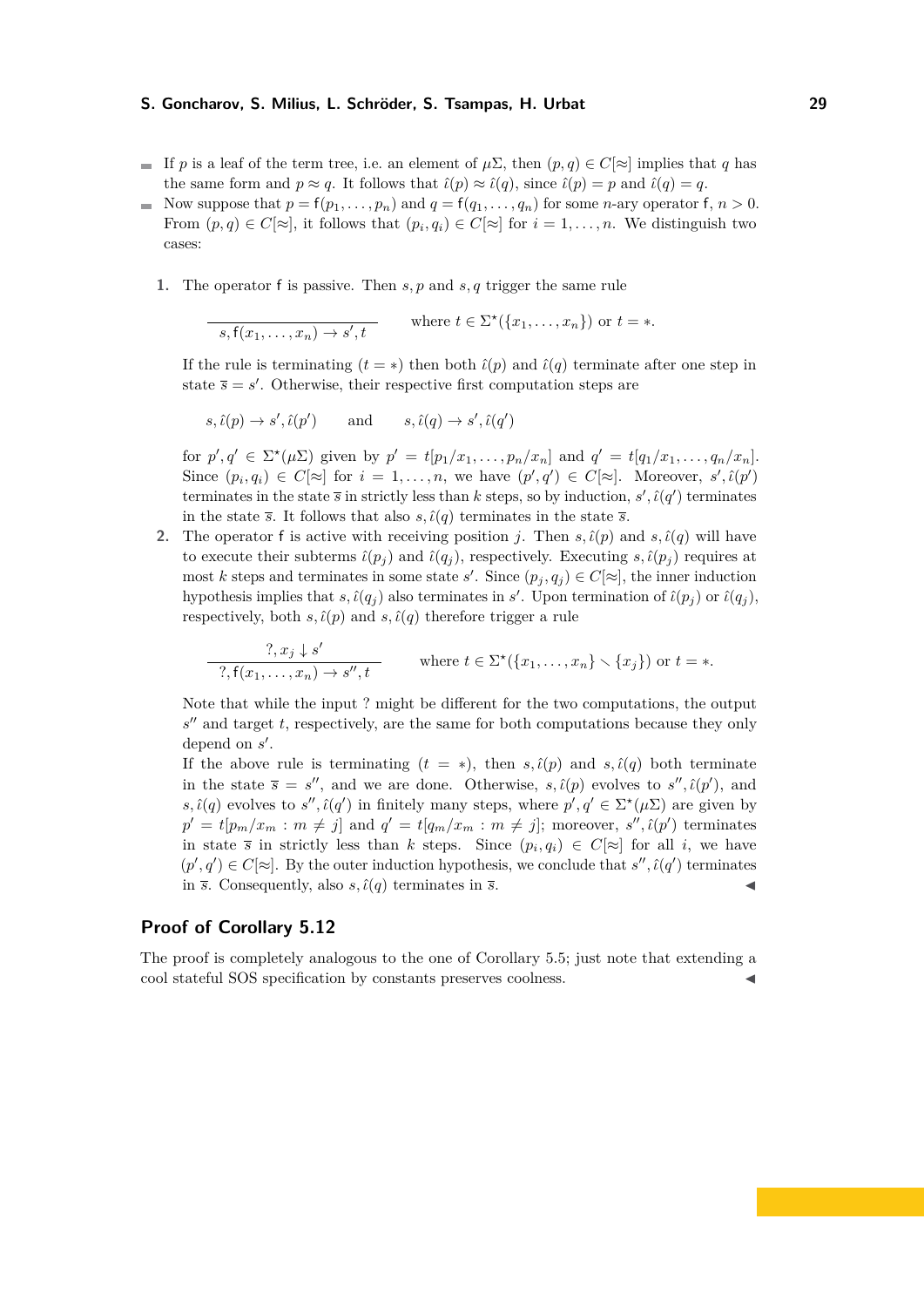- If $p$ is a leaf of the term tree, i.e. an element of $\mu\Sigma$, then $(p,q) \in C[\approx]$ implies that $q$ has the same form and $p \approx q$. It follows that $\hat{\imath}(p) \approx \hat{\imath}(q)$, since $\hat{\imath}(p) = p$ and $\hat{\imath}(q) = q$.
- Now suppose that $p = \mathsf{f}(p_1, \ldots, p_n)$ and $q = \mathsf{f}(q_1, \ldots, q_n)$ for some $n$-ary operator $\mathsf{f}$, $n > 0$. From $(p,q) \in C[\approx]$, it follows that $(p_i, q_i) \in C[\approx]$ for $i = 1, \ldots, n$. We distinguish two cases:

  1. The operator $\mathsf{f}$ is passive. Then $s, p$ and $s, q$ trigger the same rule

     $$\frac{}{s, \mathsf{f}(x_1, \ldots, x_n) \to s', t} \qquad \text{where } t \in \Sigma^\star(\{x_1, \ldots, x_n\}) \text{ or } t = *.$$

     If the rule is terminating ($t = *$) then both $\hat{\imath}(p)$ and $\hat{\imath}(q)$ terminate after one step in state $\overline{s} = s'$. Otherwise, their respective first computation steps are

     $$s, \hat{\imath}(p) \to s', \hat{\imath}(p') \qquad \text{and} \qquad s, \hat{\imath}(q) \to s', \hat{\imath}(q')$$

     for $p', q' \in \Sigma^\star(\mu\Sigma)$ given by $p' = t[p_1/x_1, \ldots, p_n/x_n]$ and $q' = t[q_1/x_1, \ldots, q_n/x_n]$. Since $(p_i, q_i) \in C[\approx]$ for $i = 1, \ldots, n$, we have $(p', q') \in C[\approx]$. Moreover, $s', \hat{\imath}(p')$ terminates in the state $\overline{s}$ in strictly less than $k$ steps, so by induction, $s', \hat{\imath}(q')$ terminates in the state $\overline{s}$. It follows that also $s, \hat{\imath}(q)$ terminates in the state $\overline{s}$.

  2. The operator $\mathsf{f}$ is active with receiving position $j$. Then $s, \hat{\imath}(p)$ and $s, \hat{\imath}(q)$ will have to execute their subterms $\hat{\imath}(p_j)$ and $\hat{\imath}(q_j)$, respectively. Executing $s, \hat{\imath}(p_j)$ requires at most $k$ steps and terminates in some state $s'$. Since $(p_j, q_j) \in C[\approx]$, the inner induction hypothesis implies that $s, \hat{\imath}(q_j)$ also terminates in $s'$. Upon termination of $\hat{\imath}(p_j)$ or $\hat{\imath}(q_j)$, respectively, both $s, \hat{\imath}(p)$ and $s, \hat{\imath}(q)$ therefore trigger a rule

     $$\frac{?, x_j \downarrow s'}{?, \mathsf{f}(x_1, \ldots, x_n) \to s'', t} \qquad \text{where } t \in \Sigma^\star(\{x_1, \ldots, x_n\} \smallsetminus \{x_j\}) \text{ or } t = *.$$

     Note that while the input $?$ might be different for the two computations, the output $s''$ and target $t$, respectively, are the same for both computations because they only depend on $s'$.

     If the above rule is terminating ($t = *$), then $s, \hat{\imath}(p)$ and $s, \hat{\imath}(q)$ both terminate in the state $\overline{s} = s''$, and we are done. Otherwise, $s, \hat{\imath}(p)$ evolves to $s'', \hat{\imath}(p')$, and $s, \hat{\imath}(q)$ evolves to $s'', \hat{\imath}(q')$ in finitely many steps, where $p', q' \in \Sigma^\star(\mu\Sigma)$ are given by $p' = t[p_m/x_m : m \neq j]$ and $q' = t[q_m/x_m : m \neq j]$; moreover, $s'', \hat{\imath}(p')$ terminates in state $\overline{s}$ in strictly less than $k$ steps. Since $(p_i, q_i) \in C[\approx]$ for all $i$, we have $(p', q') \in C[\approx]$. By the outer induction hypothesis, we conclude that $s'', \hat{\imath}(q')$ terminates in $\overline{s}$. Consequently, also $s, \hat{\imath}(q)$ terminates in $\overline{s}$. ◀

## Proof of Corollary 5.12

The proof is completely analogous to the one of Corollary 5.5; just note that extending a cool stateful SOS specification by constants preserves coolness. ◀